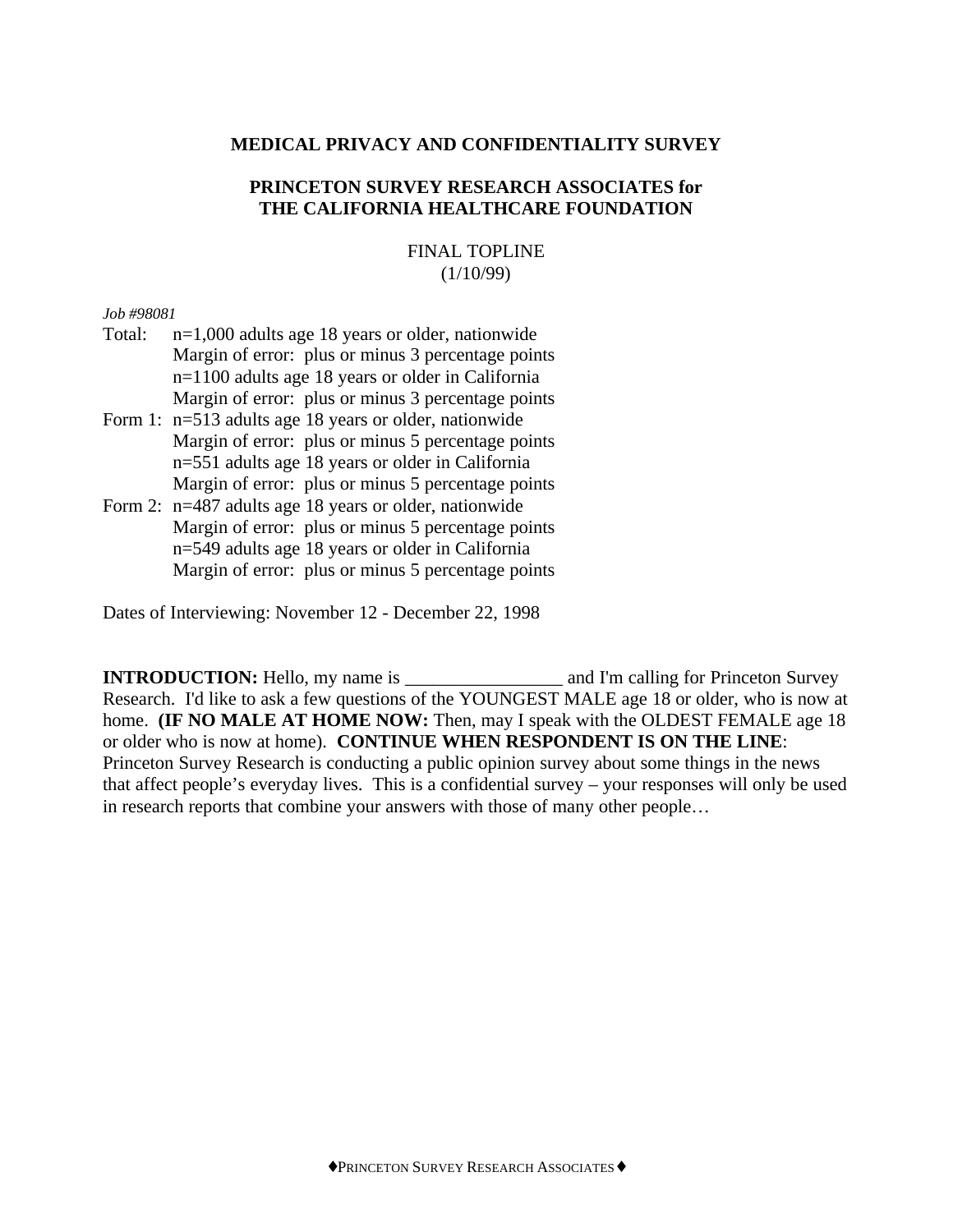**MEDICAL PRIVACY AND CONFIDENTIALITY SURVEY**

**PRINCETON SURVEY RESEARCH ASSOCIATES for**
**THE CALIFORNIA HEALTHCARE FOUNDATION**

FINAL TOPLINE
(1/10/99)

*Job #98081*

Total: n=1,000 adults age 18 years or older, nationwide
Margin of error: plus or minus 3 percentage points
n=1100 adults age 18 years or older in California
Margin of error: plus or minus 3 percentage points

Form 1: n=513 adults age 18 years or older, nationwide
Margin of error: plus or minus 5 percentage points
n=551 adults age 18 years or older in California
Margin of error: plus or minus 5 percentage points

Form 2: n=487 adults age 18 years or older, nationwide
Margin of error: plus or minus 5 percentage points
n=549 adults age 18 years or older in California
Margin of error: plus or minus 5 percentage points

Dates of Interviewing: November 12 - December 22, 1998

**INTRODUCTION:** Hello, my name is _________________ and I'm calling for Princeton Survey Research. I'd like to ask a few questions of the YOUNGEST MALE age 18 or older, who is now at home. **(IF NO MALE AT HOME NOW:** Then, may I speak with the OLDEST FEMALE age 18 or older who is now at home). **CONTINUE WHEN RESPONDENT IS ON THE LINE**: Princeton Survey Research is conducting a public opinion survey about some things in the news that affect people's everyday lives. This is a confidential survey – your responses will only be used in research reports that combine your answers with those of many other people…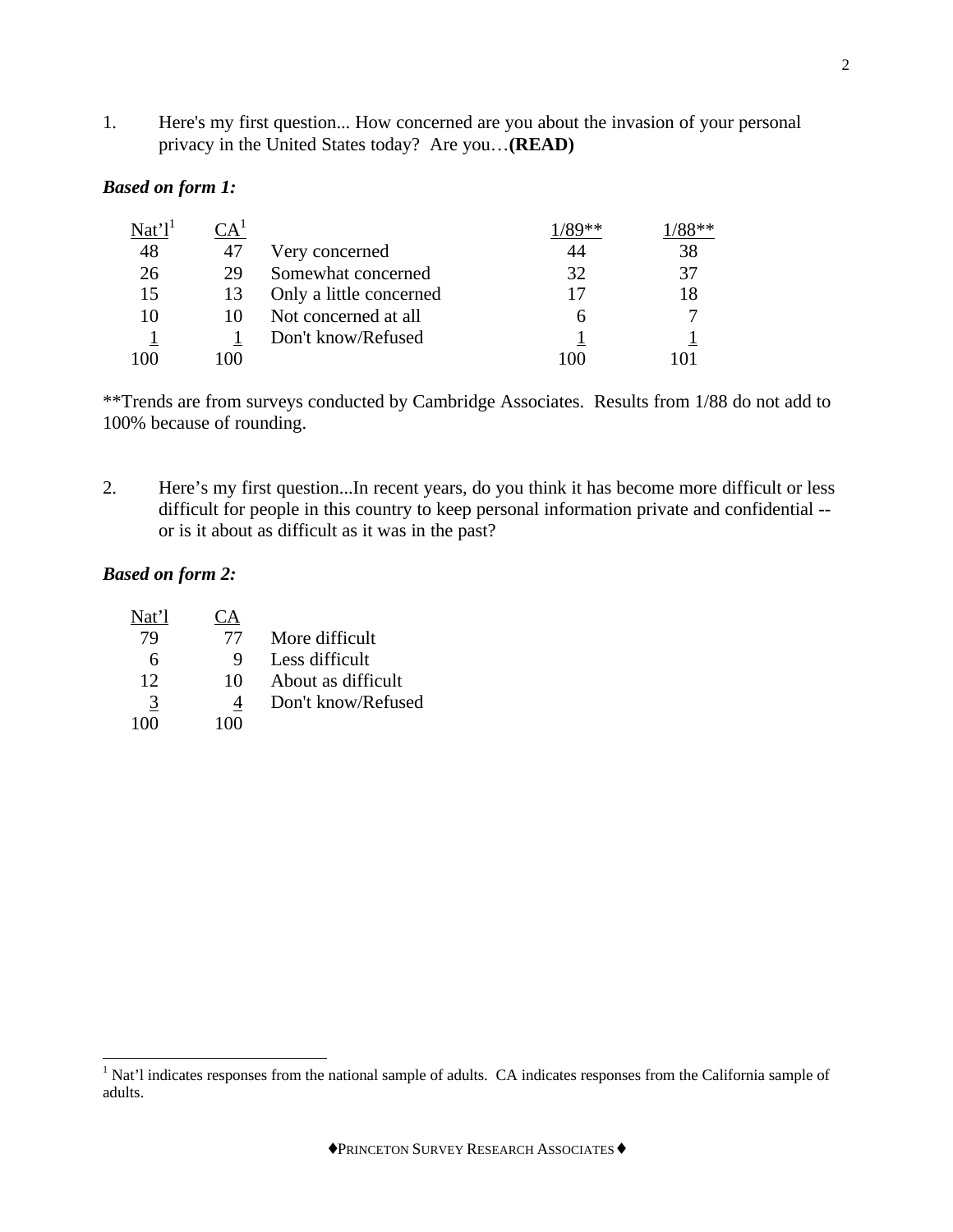1. Here's my first question... How concerned are you about the invasion of your personal privacy in the United States today? Are you…**(READ)**

***Based on form 1:***

| Nat'l[1] | CA[1] | | 1/89** | 1/88** |
|---|---|---|---|---|
| 48 | 47 | Very concerned | 44 | 38 |
| 26 | 29 | Somewhat concerned | 32 | 37 |
| 15 | 13 | Only a little concerned | 17 | 18 |
| 10 | 10 | Not concerned at all | 6 | 7 |
| 1 | 1 | Don't know/Refused | 1 | 1 |
| 100 | 100 | | 100 | 101 |

**Trends are from surveys conducted by Cambridge Associates. Results from 1/88 do not add to 100% because of rounding.

2. Here's my first question...In recent years, do you think it has become more difficult or less difficult for people in this country to keep personal information private and confidential -- or is it about as difficult as it was in the past?

***Based on form 2:***

| Nat'l | CA | |
|---|---|---|
| 79 | 77 | More difficult |
| 6 | 9 | Less difficult |
| 12 | 10 | About as difficult |
| 3 | 4 | Don't know/Refused |
| 100 | 100 | |

[1] Nat'l indicates responses from the national sample of adults. CA indicates responses from the California sample of adults.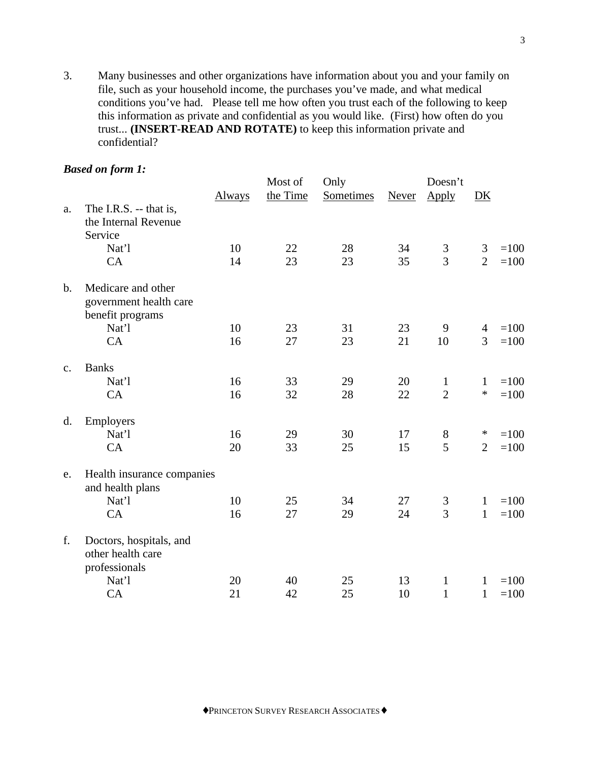3. Many businesses and other organizations have information about you and your family on file, such as your household income, the purchases you've made, and what medical conditions you've had. Please tell me how often you trust each of the following to keep this information as private and confidential as you would like. (First) how often do you trust... **(INSERT-READ AND ROTATE)** to keep this information private and confidential?

***Based on form 1:***

| | | Always | Most of the Time | Only Sometimes | Never | Doesn't Apply | DK | |
|---|---|---|---|---|---|---|---|---|
| a. | The I.R.S. -- that is, the Internal Revenue Service | | | | | | | |
| | Nat'l | 10 | 22 | 28 | 34 | 3 | 3 | =100 |
| | CA | 14 | 23 | 23 | 35 | 3 | 2 | =100 |
| b. | Medicare and other government health care benefit programs | | | | | | | |
| | Nat'l | 10 | 23 | 31 | 23 | 9 | 4 | =100 |
| | CA | 16 | 27 | 23 | 21 | 10 | 3 | =100 |
| c. | Banks | | | | | | | |
| | Nat'l | 16 | 33 | 29 | 20 | 1 | 1 | =100 |
| | CA | 16 | 32 | 28 | 22 | 2 | * | =100 |
| d. | Employers | | | | | | | |
| | Nat'l | 16 | 29 | 30 | 17 | 8 | * | =100 |
| | CA | 20 | 33 | 25 | 15 | 5 | 2 | =100 |
| e. | Health insurance companies and health plans | | | | | | | |
| | Nat'l | 10 | 25 | 34 | 27 | 3 | 1 | =100 |
| | CA | 16 | 27 | 29 | 24 | 3 | 1 | =100 |
| f. | Doctors, hospitals, and other health care professionals | | | | | | | |
| | Nat'l | 20 | 40 | 25 | 13 | 1 | 1 | =100 |
| | CA | 21 | 42 | 25 | 10 | 1 | 1 | =100 |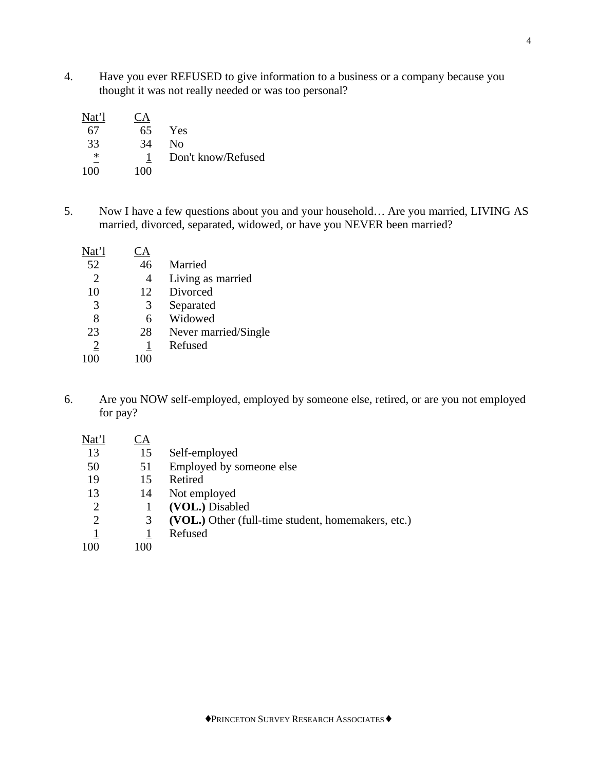4. Have you ever REFUSED to give information to a business or a company because you thought it was not really needed or was too personal?

| Nat'l | CA | |
|---|---|---|
| 67 | 65 | Yes |
| 33 | 34 | No |
| * | 1 | Don't know/Refused |
| 100 | 100 | |

5. Now I have a few questions about you and your household… Are you married, LIVING AS married, divorced, separated, widowed, or have you NEVER been married?

| Nat'l | CA | |
|---|---|---|
| 52 | 46 | Married |
| 2 | 4 | Living as married |
| 10 | 12 | Divorced |
| 3 | 3 | Separated |
| 8 | 6 | Widowed |
| 23 | 28 | Never married/Single |
| 2 | 1 | Refused |
| 100 | 100 | |

6. Are you NOW self-employed, employed by someone else, retired, or are you not employed for pay?

| Nat'l | CA | |
|---|---|---|
| 13 | 15 | Self-employed |
| 50 | 51 | Employed by someone else |
| 19 | 15 | Retired |
| 13 | 14 | Not employed |
| 2 | 1 | **(VOL.)** Disabled |
| 2 | 3 | **(VOL.)** Other (full-time student, homemakers, etc.) |
| 1 | 1 | Refused |
| 100 | 100 | |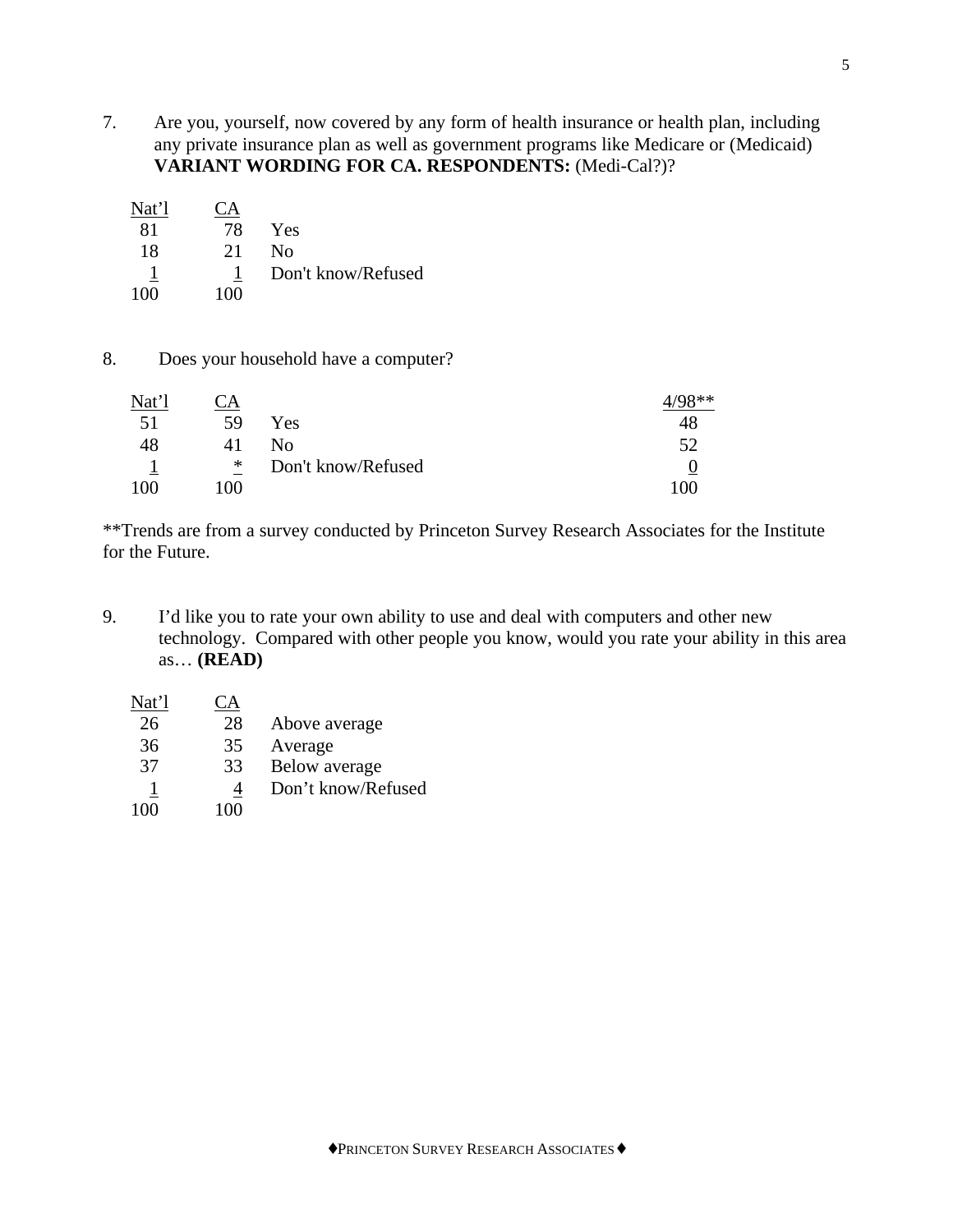7. Are you, yourself, now covered by any form of health insurance or health plan, including any private insurance plan as well as government programs like Medicare or (Medicaid) **VARIANT WORDING FOR CA. RESPONDENTS:** (Medi-Cal?)?

| Nat'l | CA | |
|---|---|---|
| 81 | 78 | Yes |
| 18 | 21 | No |
| 1 | 1 | Don't know/Refused |
| 100 | 100 | |

8. Does your household have a computer?

| Nat'l | CA | | 4/98** |
|---|---|---|---|
| 51 | 59 | Yes | 48 |
| 48 | 41 | No | 52 |
| 1 | * | Don't know/Refused | 0 |
| 100 | 100 | | 100 |

**Trends are from a survey conducted by Princeton Survey Research Associates for the Institute for the Future.

9. I'd like you to rate your own ability to use and deal with computers and other new technology. Compared with other people you know, would you rate your ability in this area as… **(READ)**

| Nat'l | CA | |
|---|---|---|
| 26 | 28 | Above average |
| 36 | 35 | Average |
| 37 | 33 | Below average |
| 1 | 4 | Don't know/Refused |
| 100 | 100 | |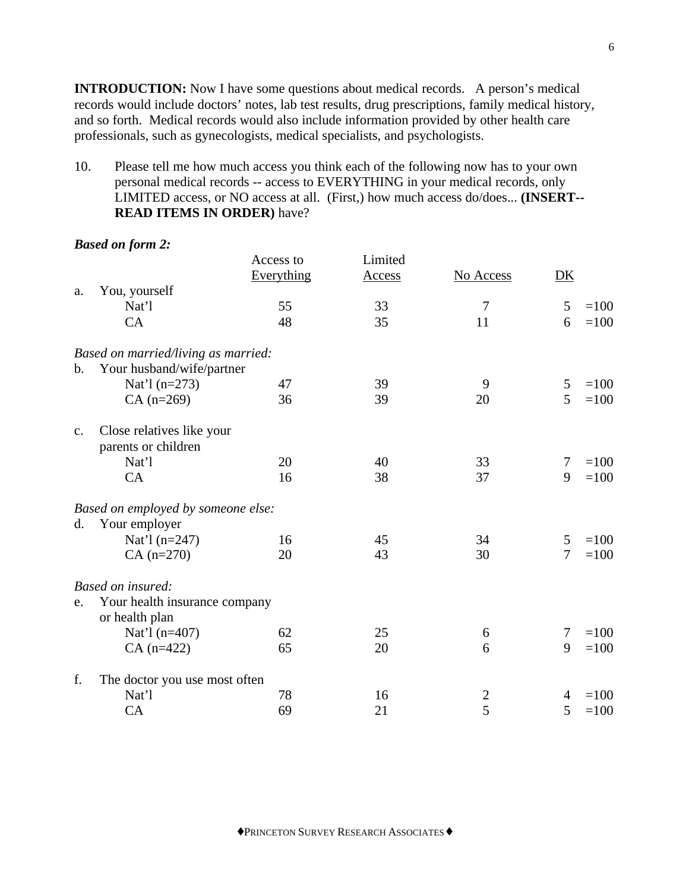**INTRODUCTION:** Now I have some questions about medical records. A person's medical records would include doctors' notes, lab test results, drug prescriptions, family medical history, and so forth. Medical records would also include information provided by other health care professionals, such as gynecologists, medical specialists, and psychologists.

10. Please tell me how much access you think each of the following now has to your own personal medical records -- access to EVERYTHING in your medical records, only LIMITED access, or NO access at all. (First,) how much access do/does... **(INSERT--READ ITEMS IN ORDER)** have?

***Based on form 2:***

| | Access to Everything | Limited Access | No Access | DK | |
|---|---|---|---|---|---|
| a. You, yourself | | | | | |
| Nat'l | 55 | 33 | 7 | 5 | =100 |
| CA | 48 | 35 | 11 | 6 | =100 |
| *Based on married/living as married:* | | | | | |
| b. Your husband/wife/partner | | | | | |
| Nat'l (n=273) | 47 | 39 | 9 | 5 | =100 |
| CA (n=269) | 36 | 39 | 20 | 5 | =100 |
| c. Close relatives like your parents or children | | | | | |
| Nat'l | 20 | 40 | 33 | 7 | =100 |
| CA | 16 | 38 | 37 | 9 | =100 |
| *Based on employed by someone else:* | | | | | |
| d. Your employer | | | | | |
| Nat'l (n=247) | 16 | 45 | 34 | 5 | =100 |
| CA (n=270) | 20 | 43 | 30 | 7 | =100 |
| *Based on insured:* | | | | | |
| e. Your health insurance company or health plan | | | | | |
| Nat'l (n=407) | 62 | 25 | 6 | 7 | =100 |
| CA (n=422) | 65 | 20 | 6 | 9 | =100 |
| f. The doctor you use most often | | | | | |
| Nat'l | 78 | 16 | 2 | 4 | =100 |
| CA | 69 | 21 | 5 | 5 | =100 |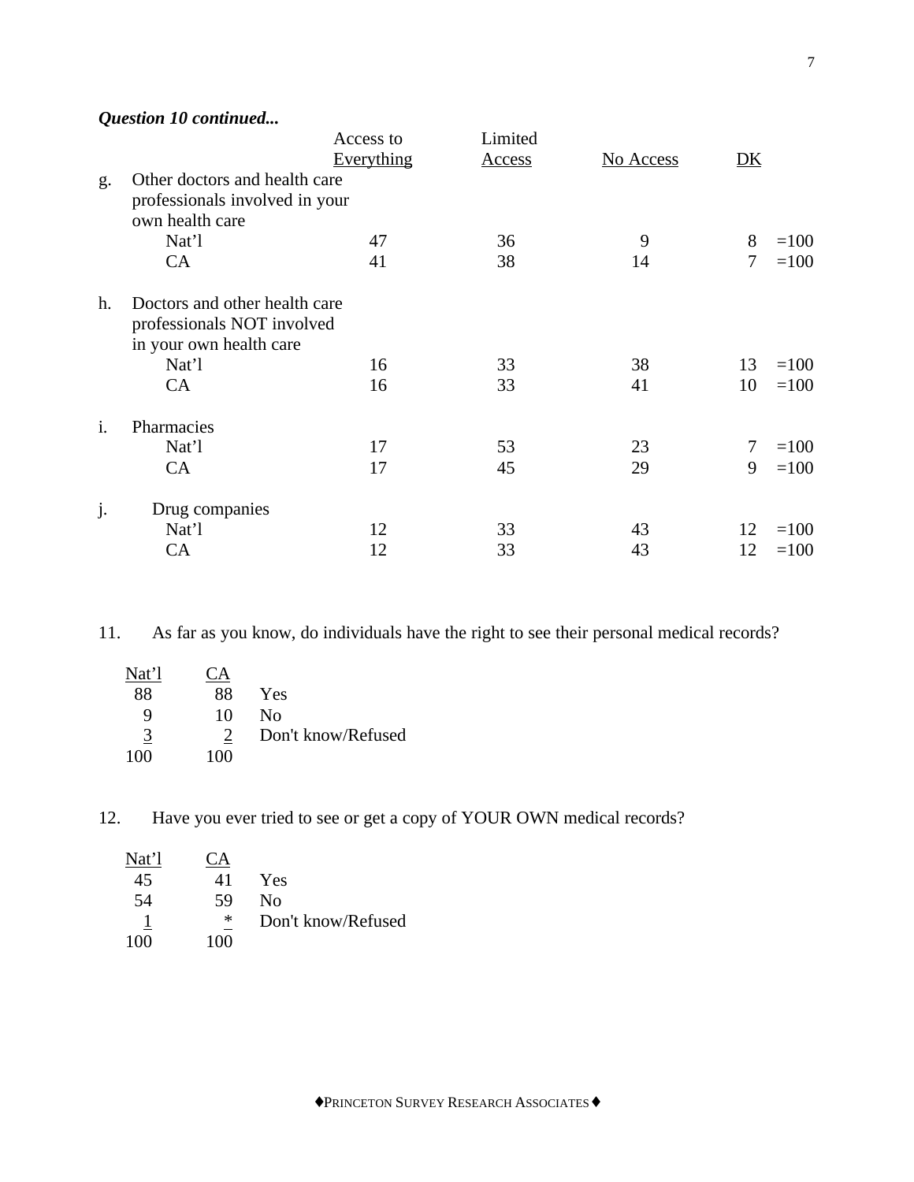***Question 10 continued...***

| | Access to Everything | Limited Access | No Access | DK | |
|---|---|---|---|---|---|
| g. Other doctors and health care professionals involved in your own health care | | | | | |
| Nat'l | 47 | 36 | 9 | 8 | =100 |
| CA | 41 | 38 | 14 | 7 | =100 |
| h. Doctors and other health care professionals NOT involved in your own health care | | | | | |
| Nat'l | 16 | 33 | 38 | 13 | =100 |
| CA | 16 | 33 | 41 | 10 | =100 |
| i. Pharmacies | | | | | |
| Nat'l | 17 | 53 | 23 | 7 | =100 |
| CA | 17 | 45 | 29 | 9 | =100 |
| j. Drug companies | | | | | |
| Nat'l | 12 | 33 | 43 | 12 | =100 |
| CA | 12 | 33 | 43 | 12 | =100 |

11. As far as you know, do individuals have the right to see their personal medical records?

| Nat'l | CA | |
|---|---|---|
| 88 | 88 | Yes |
| 9 | 10 | No |
| 3 | 2 | Don't know/Refused |
| 100 | 100 | |

12. Have you ever tried to see or get a copy of YOUR OWN medical records?

| Nat'l | CA | |
|---|---|---|
| 45 | 41 | Yes |
| 54 | 59 | No |
| 1 | * | Don't know/Refused |
| 100 | 100 | |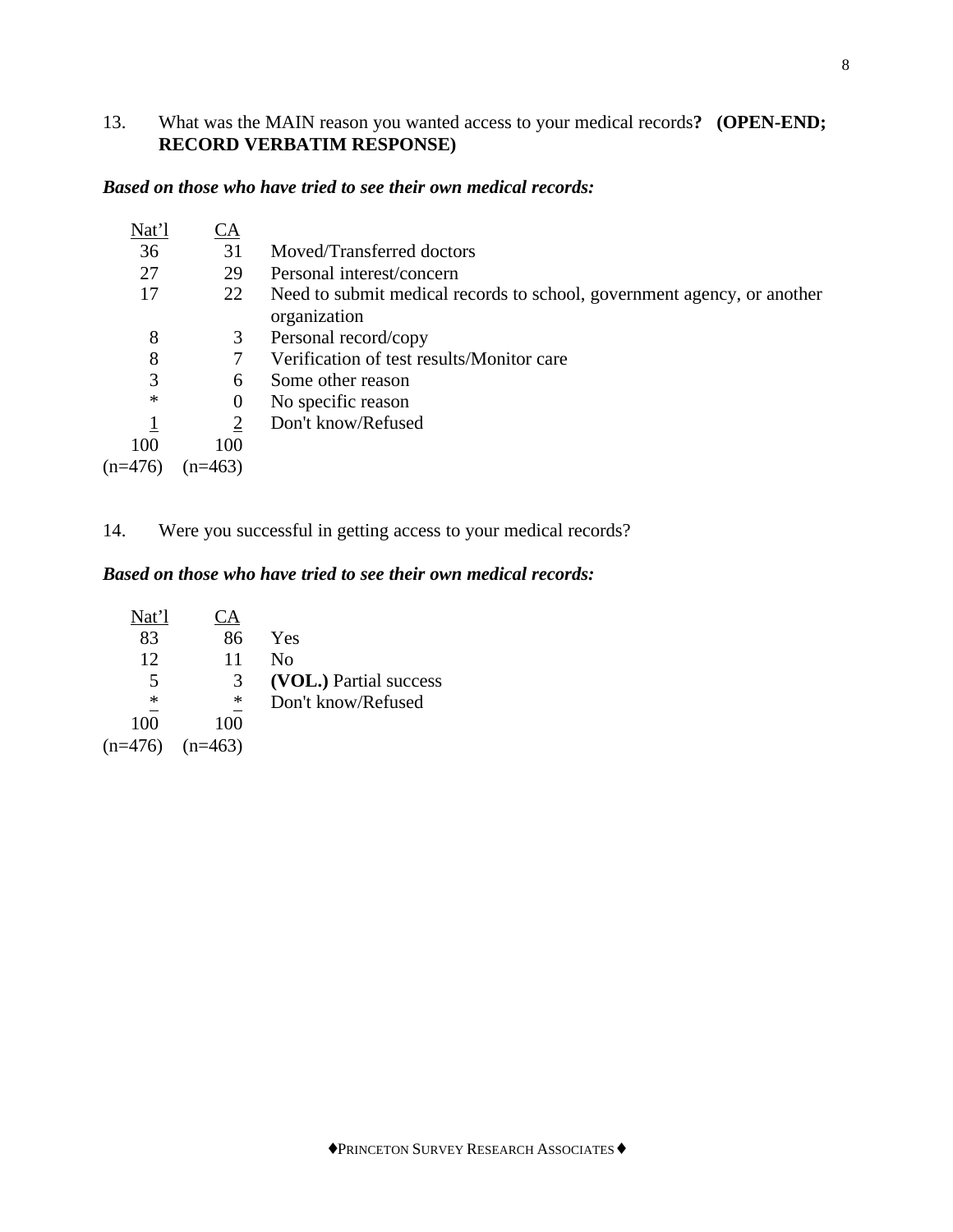13. What was the MAIN reason you wanted access to your medical records? **(OPEN-END; RECORD VERBATIM RESPONSE)**

***Based on those who have tried to see their own medical records:***

| Nat'l | CA | |
|---|---|---|
| 36 | 31 | Moved/Transferred doctors |
| 27 | 29 | Personal interest/concern |
| 17 | 22 | Need to submit medical records to school, government agency, or another organization |
| 8 | 3 | Personal record/copy |
| 8 | 7 | Verification of test results/Monitor care |
| 3 | 6 | Some other reason |
| * | 0 | No specific reason |
| 1 | 2 | Don't know/Refused |
| 100 | 100 | |
| (n=476) | (n=463) | |

14. Were you successful in getting access to your medical records?

***Based on those who have tried to see their own medical records:***

| Nat'l | CA | |
|---|---|---|
| 83 | 86 | Yes |
| 12 | 11 | No |
| 5 | 3 | **(VOL.)** Partial success |
| * | * | Don't know/Refused |
| 100 | 100 | |
| (n=476) | (n=463) | |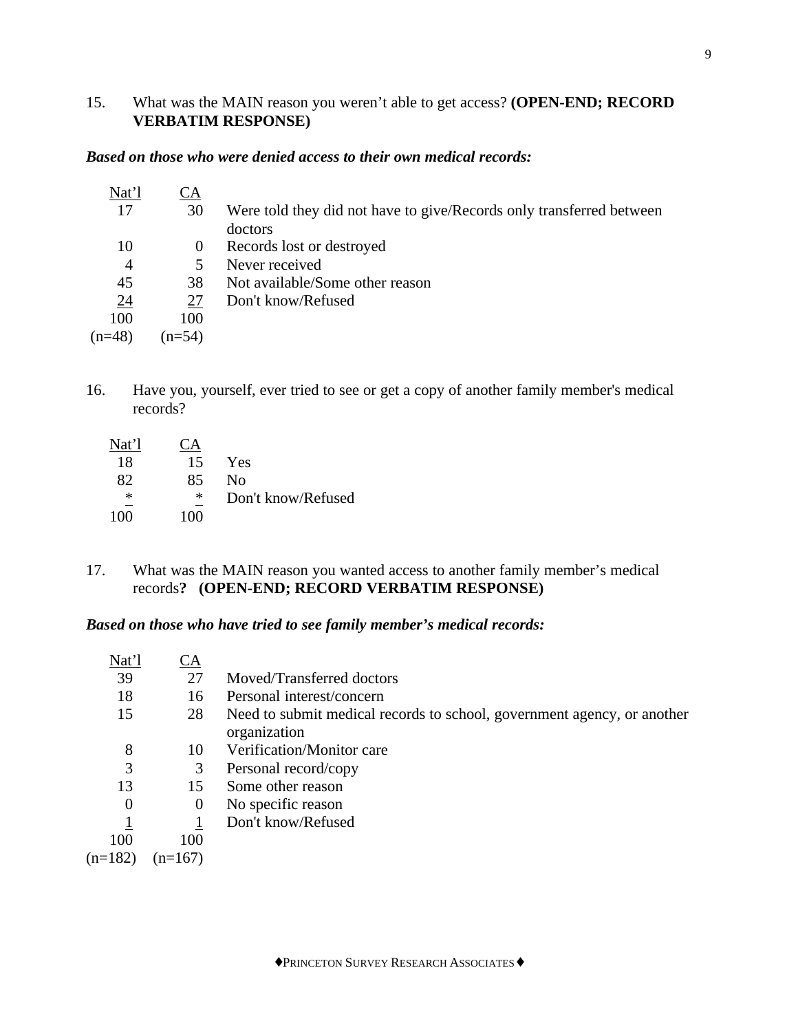15. What was the MAIN reason you weren't able to get access? **(OPEN-END; RECORD VERBATIM RESPONSE)**

***Based on those who were denied access to their own medical records:***

| Nat'l | CA | |
|---|---|---|
| 17 | 30 | Were told they did not have to give/Records only transferred between doctors |
| 10 | 0 | Records lost or destroyed |
| 4 | 5 | Never received |
| 45 | 38 | Not available/Some other reason |
| 24 | 27 | Don't know/Refused |
| 100 | 100 | |
| (n=48) | (n=54) | |

16. Have you, yourself, ever tried to see or get a copy of another family member's medical records?

| Nat'l | CA | |
|---|---|---|
| 18 | 15 | Yes |
| 82 | 85 | No |
| * | * | Don't know/Refused |
| 100 | 100 | |

17. What was the MAIN reason you wanted access to another family member's medical records**? (OPEN-END; RECORD VERBATIM RESPONSE)**

***Based on those who have tried to see family member's medical records:***

| Nat'l | CA | |
|---|---|---|
| 39 | 27 | Moved/Transferred doctors |
| 18 | 16 | Personal interest/concern |
| 15 | 28 | Need to submit medical records to school, government agency, or another organization |
| 8 | 10 | Verification/Monitor care |
| 3 | 3 | Personal record/copy |
| 13 | 15 | Some other reason |
| 0 | 0 | No specific reason |
| 1 | 1 | Don't know/Refused |
| 100 | 100 | |
| (n=182) | (n=167) | |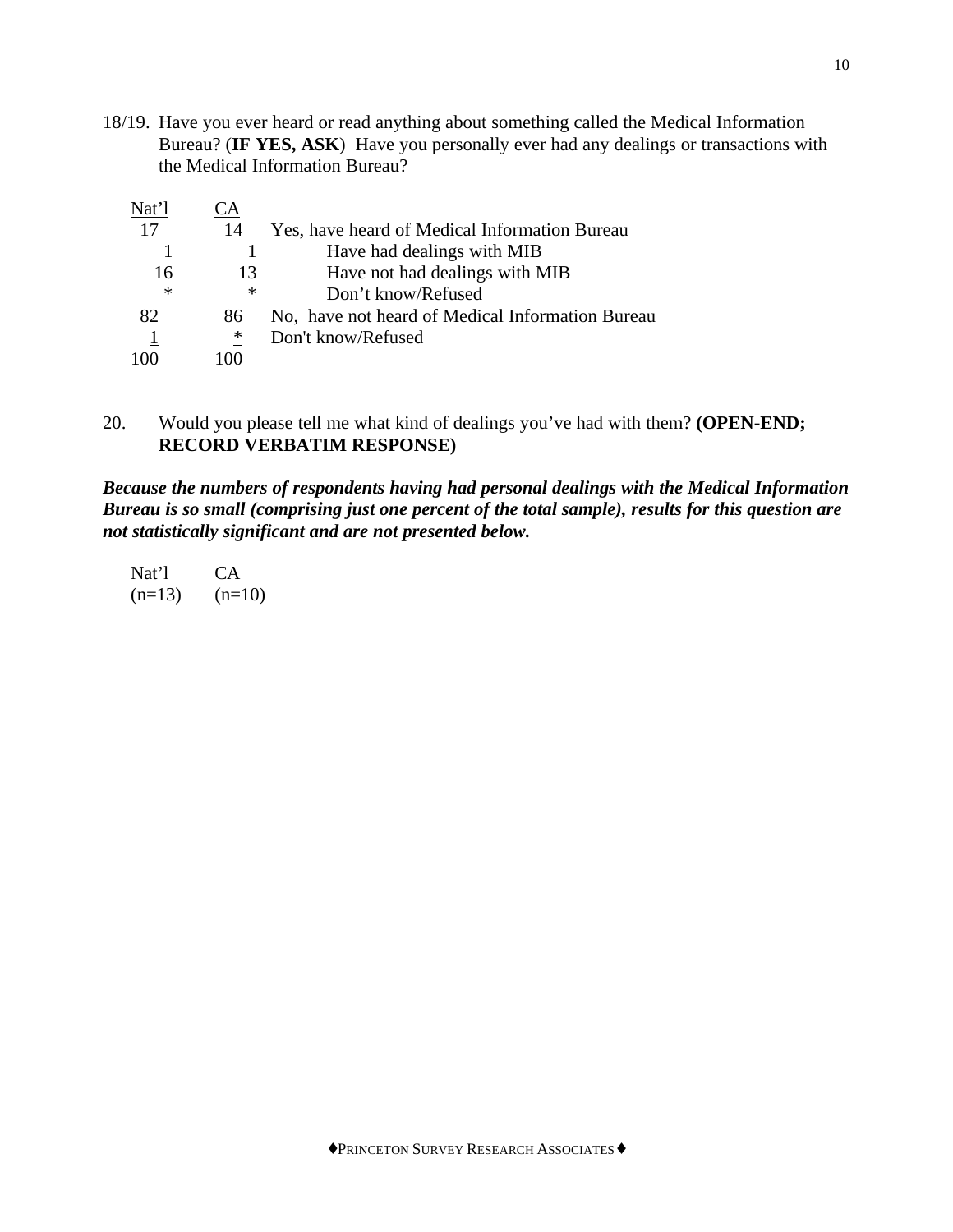18/19. Have you ever heard or read anything about something called the Medical Information Bureau? (**IF YES, ASK**) Have you personally ever had any dealings or transactions with the Medical Information Bureau?

| Nat'l | CA | |
|---|---|---|
| 17 | 14 | Yes, have heard of Medical Information Bureau |
| 1 | 1 | Have had dealings with MIB |
| 16 | 13 | Have not had dealings with MIB |
| * | * | Don't know/Refused |
| 82 | 86 | No, have not heard of Medical Information Bureau |
| 1 | * | Don't know/Refused |
| 100 | 100 | |

20. Would you please tell me what kind of dealings you've had with them? **(OPEN-END; RECORD VERBATIM RESPONSE)**

***Because the numbers of respondents having had personal dealings with the Medical Information Bureau is so small (comprising just one percent of the total sample), results for this question are not statistically significant and are not presented below.***

| Nat'l | CA |
|---|---|
| (n=13) | (n=10) |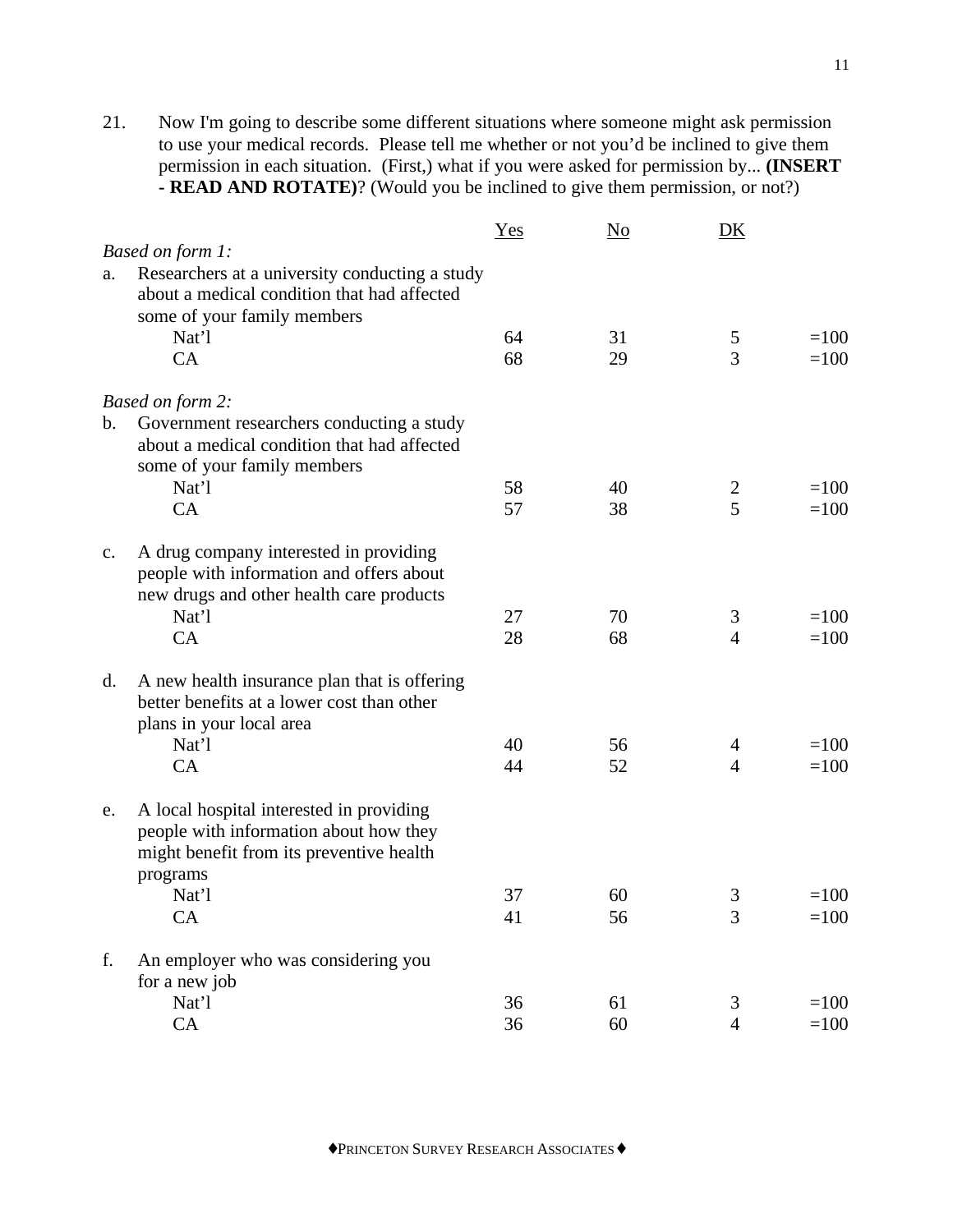21. Now I'm going to describe some different situations where someone might ask permission to use your medical records. Please tell me whether or not you'd be inclined to give them permission in each situation. (First,) what if you were asked for permission by... **(INSERT - READ AND ROTATE)**? (Would you be inclined to give them permission, or not?)

| | Yes | No | DK | |
|---|---|---|---|---|
| *Based on form 1:* | | | | |
| a. Researchers at a university conducting a study about a medical condition that had affected some of your family members | | | | |
| Nat'l | 64 | 31 | 5 | =100 |
| CA | 68 | 29 | 3 | =100 |
| *Based on form 2:* | | | | |
| b. Government researchers conducting a study about a medical condition that had affected some of your family members | | | | |
| Nat'l | 58 | 40 | 2 | =100 |
| CA | 57 | 38 | 5 | =100 |
| c. A drug company interested in providing people with information and offers about new drugs and other health care products | | | | |
| Nat'l | 27 | 70 | 3 | =100 |
| CA | 28 | 68 | 4 | =100 |
| d. A new health insurance plan that is offering better benefits at a lower cost than other plans in your local area | | | | |
| Nat'l | 40 | 56 | 4 | =100 |
| CA | 44 | 52 | 4 | =100 |
| e. A local hospital interested in providing people with information about how they might benefit from its preventive health programs | | | | |
| Nat'l | 37 | 60 | 3 | =100 |
| CA | 41 | 56 | 3 | =100 |
| f. An employer who was considering you for a new job | | | | |
| Nat'l | 36 | 61 | 3 | =100 |
| CA | 36 | 60 | 4 | =100 |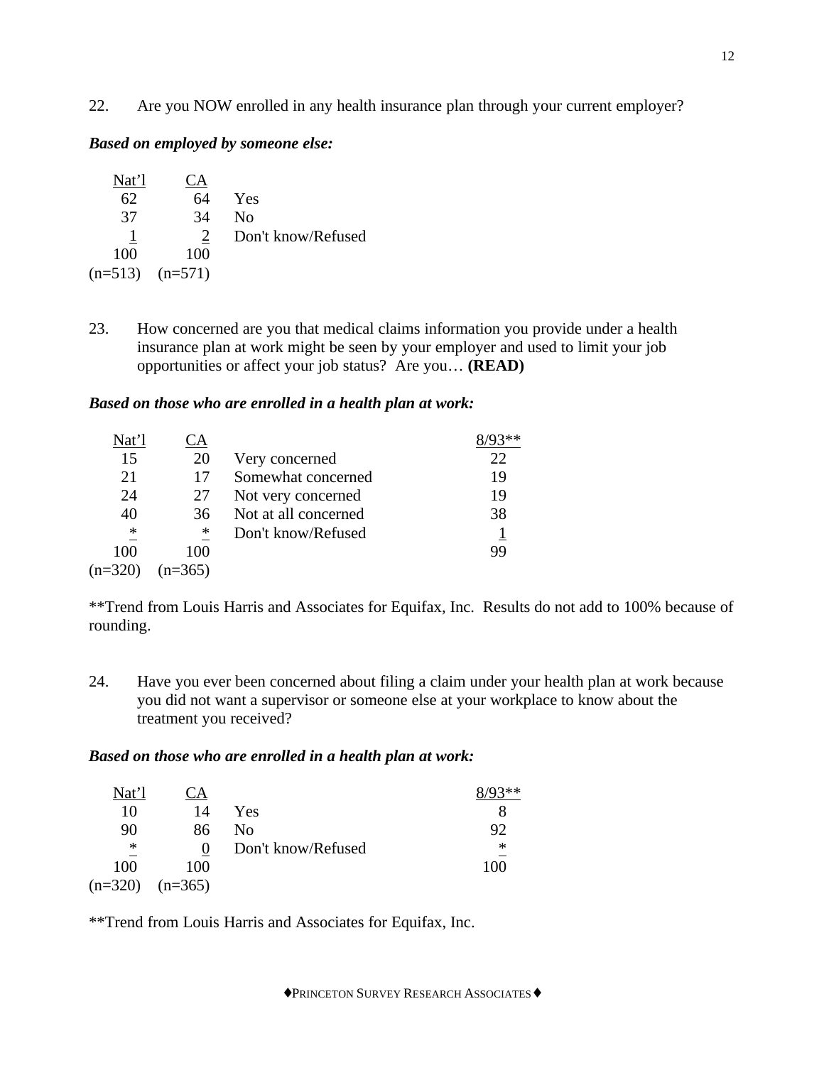22. Are you NOW enrolled in any health insurance plan through your current employer?

***Based on employed by someone else:***

| Nat'l | CA | |
|---|---|---|
| 62 | 64 | Yes |
| 37 | 34 | No |
| 1 | 2 | Don't know/Refused |
| 100 | 100 | |
| (n=513) | (n=571) | |

23. How concerned are you that medical claims information you provide under a health insurance plan at work might be seen by your employer and used to limit your job opportunities or affect your job status? Are you… **(READ)**

***Based on those who are enrolled in a health plan at work:***

| Nat'l | CA | | 8/93** |
|---|---|---|---|
| 15 | 20 | Very concerned | 22 |
| 21 | 17 | Somewhat concerned | 19 |
| 24 | 27 | Not very concerned | 19 |
| 40 | 36 | Not at all concerned | 38 |
| * | * | Don't know/Refused | 1 |
| 100 | 100 | | 99 |
| (n=320) | (n=365) | | |

**Trend from Louis Harris and Associates for Equifax, Inc. Results do not add to 100% because of rounding.

24. Have you ever been concerned about filing a claim under your health plan at work because you did not want a supervisor or someone else at your workplace to know about the treatment you received?

***Based on those who are enrolled in a health plan at work:***

| Nat'l | CA | | 8/93** |
|---|---|---|---|
| 10 | 14 | Yes | 8 |
| 90 | 86 | No | 92 |
| * | 0 | Don't know/Refused | * |
| 100 | 100 | | 100 |
| (n=320) | (n=365) | | |

**Trend from Louis Harris and Associates for Equifax, Inc.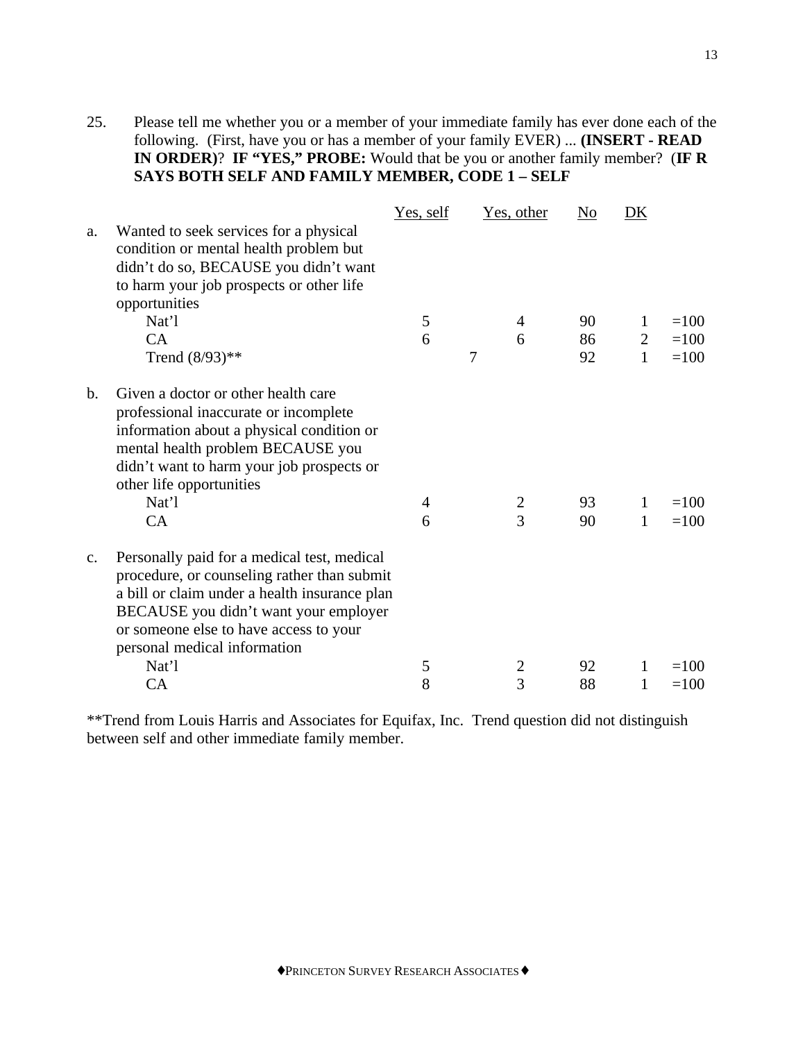25. Please tell me whether you or a member of your immediate family has ever done each of the following. (First, have you or has a member of your family EVER) ... **(INSERT - READ IN ORDER)**? **IF "YES," PROBE:** Would that be you or another family member? (**IF R SAYS BOTH SELF AND FAMILY MEMBER, CODE 1 – SELF**

| | | Yes, self | Yes, other | No | DK | |
|---|---|---|---|---|---|---|
| a. | Wanted to seek services for a physical condition or mental health problem but didn't do so, BECAUSE you didn't want to harm your job prospects or other life opportunities | | | | | |
| | Nat'l | 5 | 4 | 90 | 1 | =100 |
| | CA | 6 | 6 | 86 | 2 | =100 |
| | Trend (8/93)** | 7 | | 92 | 1 | =100 |
| b. | Given a doctor or other health care professional inaccurate or incomplete information about a physical condition or mental health problem BECAUSE you didn't want to harm your job prospects or other life opportunities | | | | | |
| | Nat'l | 4 | 2 | 93 | 1 | =100 |
| | CA | 6 | 3 | 90 | 1 | =100 |
| c. | Personally paid for a medical test, medical procedure, or counseling rather than submit a bill or claim under a health insurance plan BECAUSE you didn't want your employer or someone else to have access to your personal medical information | | | | | |
| | Nat'l | 5 | 2 | 92 | 1 | =100 |
| | CA | 8 | 3 | 88 | 1 | =100 |

**Trend from Louis Harris and Associates for Equifax, Inc. Trend question did not distinguish between self and other immediate family member.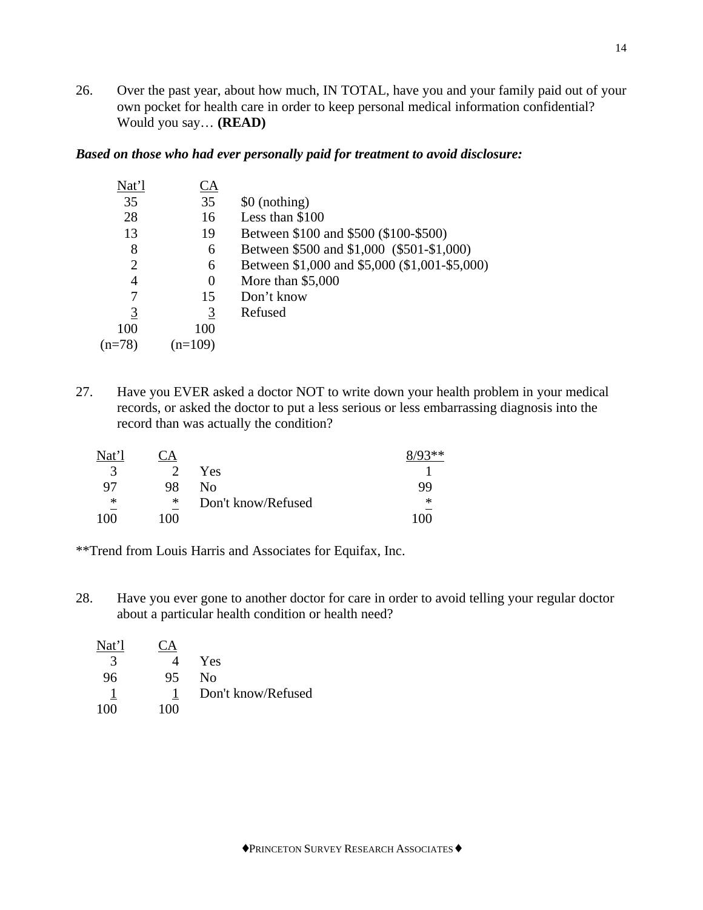26. Over the past year, about how much, IN TOTAL, have you and your family paid out of your own pocket for health care in order to keep personal medical information confidential? Would you say… **(READ)**

***Based on those who had ever personally paid for treatment to avoid disclosure:***

| Nat'l | CA | |
|---|---|---|
| 35 | 35 | $0 (nothing) |
| 28 | 16 | Less than $100 |
| 13 | 19 | Between $100 and $500 ($100-$500) |
| 8 | 6 | Between $500 and $1,000 ($501-$1,000) |
| 2 | 6 | Between $1,000 and $5,000 ($1,001-$5,000) |
| 4 | 0 | More than $5,000 |
| 7 | 15 | Don't know |
| 3 | 3 | Refused |
| 100 | 100 | |
| (n=78) | (n=109) | |

27. Have you EVER asked a doctor NOT to write down your health problem in your medical records, or asked the doctor to put a less serious or less embarrassing diagnosis into the record than was actually the condition?

| Nat'l | CA | | 8/93** |
|---|---|---|---|
| 3 | 2 | Yes | 1 |
| 97 | 98 | No | 99 |
| * | * | Don't know/Refused | * |
| 100 | 100 | | 100 |

**Trend from Louis Harris and Associates for Equifax, Inc.

28. Have you ever gone to another doctor for care in order to avoid telling your regular doctor about a particular health condition or health need?

| Nat'l | CA | |
|---|---|---|
| 3 | 4 | Yes |
| 96 | 95 | No |
| 1 | 1 | Don't know/Refused |
| 100 | 100 | |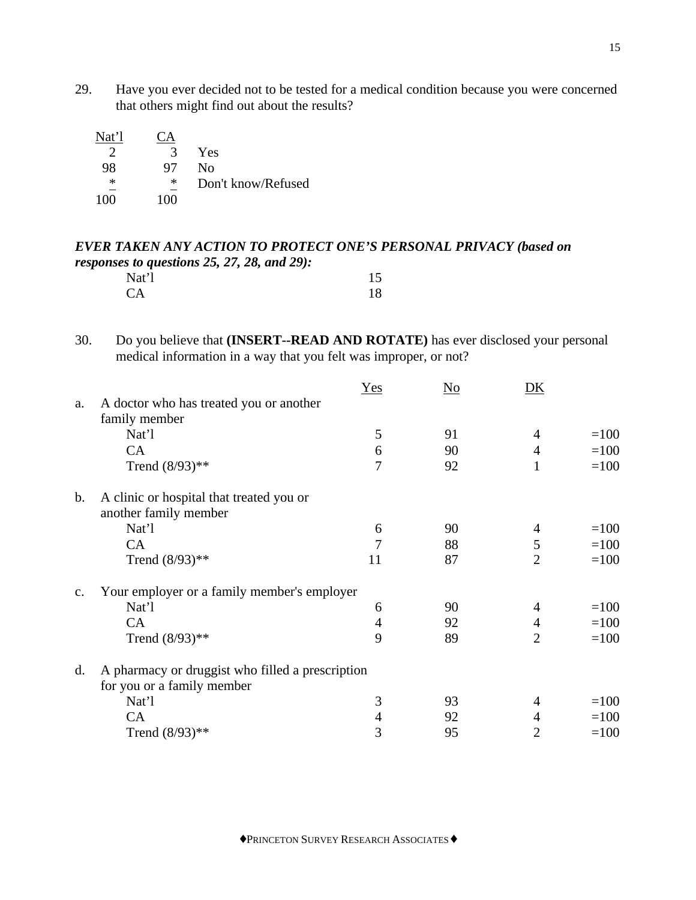29. Have you ever decided not to be tested for a medical condition because you were concerned that others might find out about the results?

| Nat'l | CA | |
|---|---|---|
| 2 | 3 | Yes |
| 98 | 97 | No |
| * | * | Don't know/Refused |
| 100 | 100 | |

***EVER TAKEN ANY ACTION TO PROTECT ONE'S PERSONAL PRIVACY (based on responses to questions 25, 27, 28, and 29):***

| | |
|---|---|
| Nat'l | 15 |
| CA | 18 |

30. Do you believe that **(INSERT--READ AND ROTATE)** has ever disclosed your personal medical information in a way that you felt was improper, or not?

| | Yes | No | DK | |
|---|---|---|---|---|
| a. A doctor who has treated you or another family member | | | | |
| Nat'l | 5 | 91 | 4 | =100 |
| CA | 6 | 90 | 4 | =100 |
| Trend (8/93)** | 7 | 92 | 1 | =100 |
| b. A clinic or hospital that treated you or another family member | | | | |
| Nat'l | 6 | 90 | 4 | =100 |
| CA | 7 | 88 | 5 | =100 |
| Trend (8/93)** | 11 | 87 | 2 | =100 |
| c. Your employer or a family member's employer | | | | |
| Nat'l | 6 | 90 | 4 | =100 |
| CA | 4 | 92 | 4 | =100 |
| Trend (8/93)** | 9 | 89 | 2 | =100 |
| d. A pharmacy or druggist who filled a prescription for you or a family member | | | | |
| Nat'l | 3 | 93 | 4 | =100 |
| CA | 4 | 92 | 4 | =100 |
| Trend (8/93)** | 3 | 95 | 2 | =100 |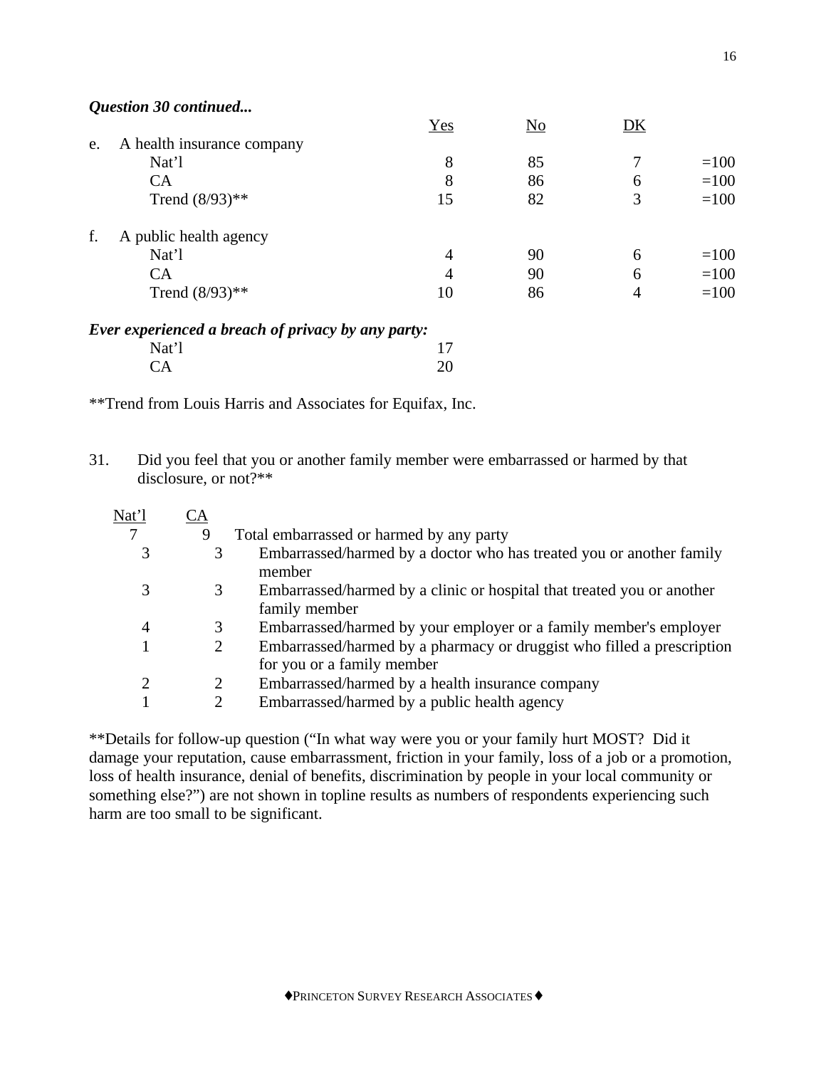***Question 30 continued...***

| | Yes | No | DK | |
|---|---|---|---|---|
| e. A health insurance company | | | | |
| Nat'l | 8 | 85 | 7 | =100 |
| CA | 8 | 86 | 6 | =100 |
| Trend (8/93)** | 15 | 82 | 3 | =100 |
| f. A public health agency | | | | |
| Nat'l | 4 | 90 | 6 | =100 |
| CA | 4 | 90 | 6 | =100 |
| Trend (8/93)** | 10 | 86 | 4 | =100 |
| ***Ever experienced a breach of privacy by any party:*** | | | | |
| Nat'l | 17 | | | |
| CA | 20 | | | |

**Trend from Louis Harris and Associates for Equifax, Inc.

31. Did you feel that you or another family member were embarrassed or harmed by that disclosure, or not?**

| Nat'l | CA | |
|---|---|---|
| 7 | 9 | Total embarrassed or harmed by any party |
| 3 | 3 | Embarrassed/harmed by a doctor who has treated you or another family member |
| 3 | 3 | Embarrassed/harmed by a clinic or hospital that treated you or another family member |
| 4 | 3 | Embarrassed/harmed by your employer or a family member's employer |
| 1 | 2 | Embarrassed/harmed by a pharmacy or druggist who filled a prescription for you or a family member |
| 2 | 2 | Embarrassed/harmed by a health insurance company |
| 1 | 2 | Embarrassed/harmed by a public health agency |

**Details for follow-up question ("In what way were you or your family hurt MOST? Did it damage your reputation, cause embarrassment, friction in your family, loss of a job or a promotion, loss of health insurance, denial of benefits, discrimination by people in your local community or something else?") are not shown in topline results as numbers of respondents experiencing such harm are too small to be significant.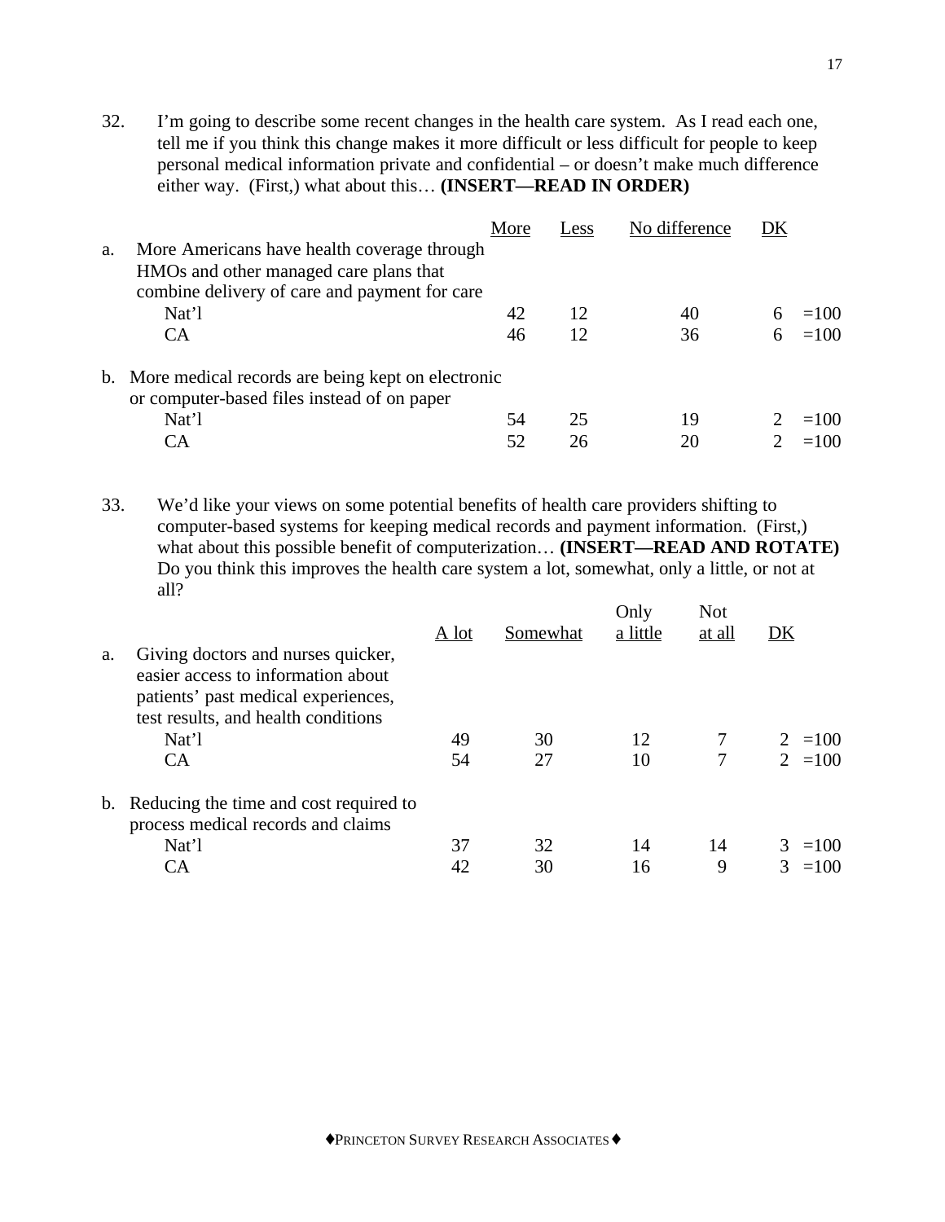32. I'm going to describe some recent changes in the health care system. As I read each one, tell me if you think this change makes it more difficult or less difficult for people to keep personal medical information private and confidential – or doesn't make much difference either way. (First,) what about this… **(INSERT—READ IN ORDER)**

| | More | Less | No difference | DK | |
|---|---|---|---|---|---|
| a. More Americans have health coverage through HMOs and other managed care plans that combine delivery of care and payment for care | | | | | |
| Nat'l | 42 | 12 | 40 | 6 | =100 |
| CA | 46 | 12 | 36 | 6 | =100 |
| b. More medical records are being kept on electronic or computer-based files instead of on paper | | | | | |
| Nat'l | 54 | 25 | 19 | 2 | =100 |
| CA | 52 | 26 | 20 | 2 | =100 |

33. We'd like your views on some potential benefits of health care providers shifting to computer-based systems for keeping medical records and payment information. (First,) what about this possible benefit of computerization… **(INSERT—READ AND ROTATE)** Do you think this improves the health care system a lot, somewhat, only a little, or not at all?

| | A lot | Somewhat | Only a little | Not at all | DK | |
|---|---|---|---|---|---|---|
| a. Giving doctors and nurses quicker, easier access to information about patients' past medical experiences, test results, and health conditions | | | | | | |
| Nat'l | 49 | 30 | 12 | 7 | 2 | =100 |
| CA | 54 | 27 | 10 | 7 | 2 | =100 |
| b. Reducing the time and cost required to process medical records and claims | | | | | | |
| Nat'l | 37 | 32 | 14 | 14 | 3 | =100 |
| CA | 42 | 30 | 16 | 9 | 3 | =100 |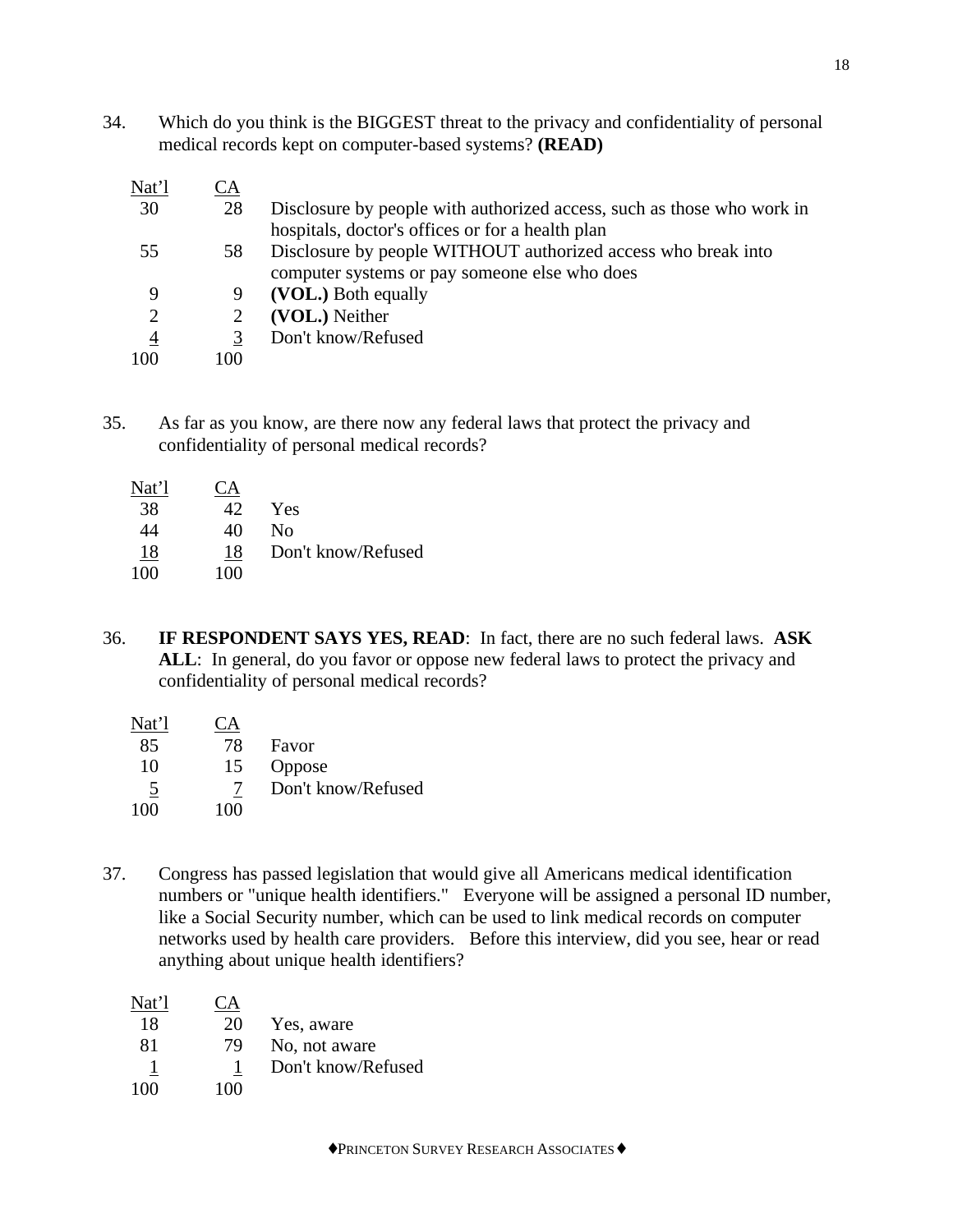34. Which do you think is the BIGGEST threat to the privacy and confidentiality of personal medical records kept on computer-based systems? **(READ)**

| Nat'l | CA | |
|---|---|---|
| 30 | 28 | Disclosure by people with authorized access, such as those who work in hospitals, doctor's offices or for a health plan |
| 55 | 58 | Disclosure by people WITHOUT authorized access who break into computer systems or pay someone else who does |
| 9 | 9 | **(VOL.)** Both equally |
| 2 | 2 | **(VOL.)** Neither |
| 4 | 3 | Don't know/Refused |
| 100 | 100 | |

35. As far as you know, are there now any federal laws that protect the privacy and confidentiality of personal medical records?

| Nat'l | CA | |
|---|---|---|
| 38 | 42 | Yes |
| 44 | 40 | No |
| 18 | 18 | Don't know/Refused |
| 100 | 100 | |

36. **IF RESPONDENT SAYS YES, READ**: In fact, there are no such federal laws. **ASK ALL**: In general, do you favor or oppose new federal laws to protect the privacy and confidentiality of personal medical records?

| Nat'l | CA | |
|---|---|---|
| 85 | 78 | Favor |
| 10 | 15 | Oppose |
| 5 | 7 | Don't know/Refused |
| 100 | 100 | |

37. Congress has passed legislation that would give all Americans medical identification numbers or "unique health identifiers." Everyone will be assigned a personal ID number, like a Social Security number, which can be used to link medical records on computer networks used by health care providers. Before this interview, did you see, hear or read anything about unique health identifiers?

| Nat'l | CA | |
|---|---|---|
| 18 | 20 | Yes, aware |
| 81 | 79 | No, not aware |
| 1 | 1 | Don't know/Refused |
| 100 | 100 | |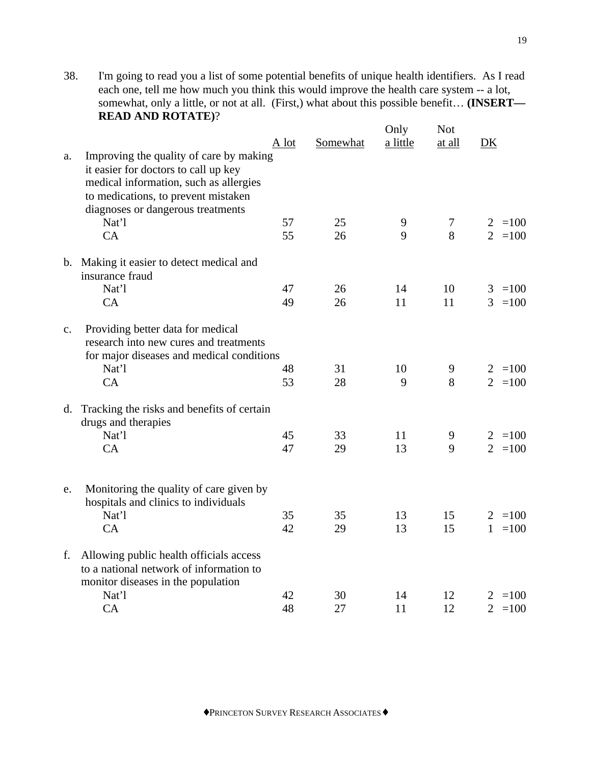38. I'm going to read you a list of some potential benefits of unique health identifiers. As I read each one, tell me how much you think this would improve the health care system -- a lot, somewhat, only a little, or not at all. (First,) what about this possible benefit… **(INSERT—READ AND ROTATE)**?

| | A lot | Somewhat | Only a little | Not at all | DK | |
|---|---|---|---|---|---|---|
| a. Improving the quality of care by making it easier for doctors to call up key medical information, such as allergies to medications, to prevent mistaken diagnoses or dangerous treatments | | | | | | |
| Nat'l | 57 | 25 | 9 | 7 | 2 | =100 |
| CA | 55 | 26 | 9 | 8 | 2 | =100 |
| b. Making it easier to detect medical and insurance fraud | | | | | | |
| Nat'l | 47 | 26 | 14 | 10 | 3 | =100 |
| CA | 49 | 26 | 11 | 11 | 3 | =100 |
| c. Providing better data for medical research into new cures and treatments for major diseases and medical conditions | | | | | | |
| Nat'l | 48 | 31 | 10 | 9 | 2 | =100 |
| CA | 53 | 28 | 9 | 8 | 2 | =100 |
| d. Tracking the risks and benefits of certain drugs and therapies | | | | | | |
| Nat'l | 45 | 33 | 11 | 9 | 2 | =100 |
| CA | 47 | 29 | 13 | 9 | 2 | =100 |
| e. Monitoring the quality of care given by hospitals and clinics to individuals | | | | | | |
| Nat'l | 35 | 35 | 13 | 15 | 2 | =100 |
| CA | 42 | 29 | 13 | 15 | 1 | =100 |
| f. Allowing public health officials access to a national network of information to monitor diseases in the population | | | | | | |
| Nat'l | 42 | 30 | 14 | 12 | 2 | =100 |
| CA | 48 | 27 | 11 | 12 | 2 | =100 |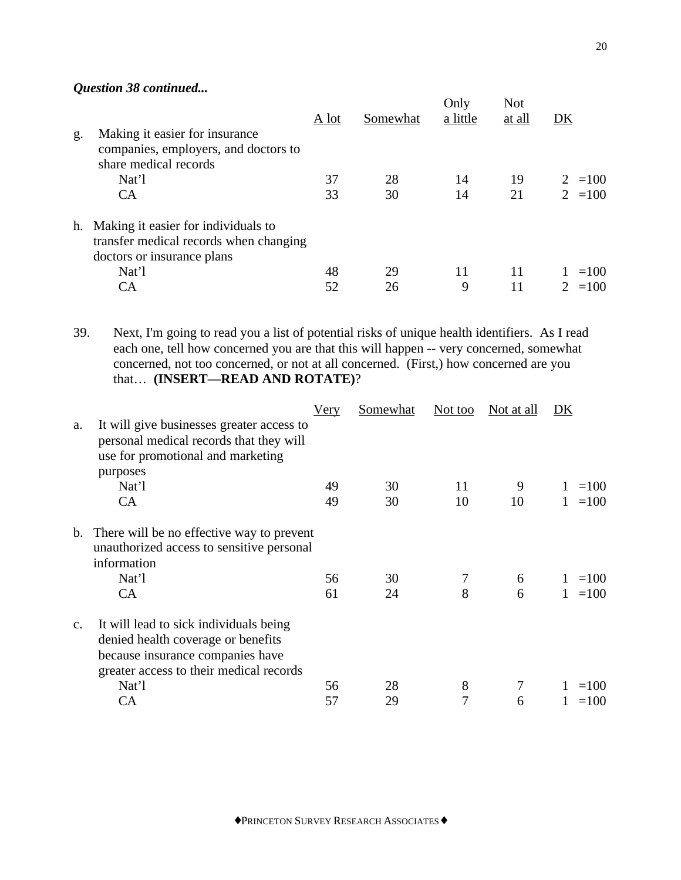***Question 38 continued...***

| | A lot | Somewhat | Only a little | Not at all | DK | |
|---|---|---|---|---|---|---|
| g. Making it easier for insurance companies, employers, and doctors to share medical records | | | | | | |
| Nat'l | 37 | 28 | 14 | 19 | 2 | =100 |
| CA | 33 | 30 | 14 | 21 | 2 | =100 |
| h. Making it easier for individuals to transfer medical records when changing doctors or insurance plans | | | | | | |
| Nat'l | 48 | 29 | 11 | 11 | 1 | =100 |
| CA | 52 | 26 | 9 | 11 | 2 | =100 |

39. Next, I'm going to read you a list of potential risks of unique health identifiers. As I read each one, tell how concerned you are that this will happen -- very concerned, somewhat concerned, not too concerned, or not at all concerned. (First,) how concerned are you that… **(INSERT—READ AND ROTATE)**?

| | Very | Somewhat | Not too | Not at all | DK | |
|---|---|---|---|---|---|---|
| a. It will give businesses greater access to personal medical records that they will use for promotional and marketing purposes | | | | | | |
| Nat'l | 49 | 30 | 11 | 9 | 1 | =100 |
| CA | 49 | 30 | 10 | 10 | 1 | =100 |
| b. There will be no effective way to prevent unauthorized access to sensitive personal information | | | | | | |
| Nat'l | 56 | 30 | 7 | 6 | 1 | =100 |
| CA | 61 | 24 | 8 | 6 | 1 | =100 |
| c. It will lead to sick individuals being denied health coverage or benefits because insurance companies have greater access to their medical records | | | | | | |
| Nat'l | 56 | 28 | 8 | 7 | 1 | =100 |
| CA | 57 | 29 | 7 | 6 | 1 | =100 |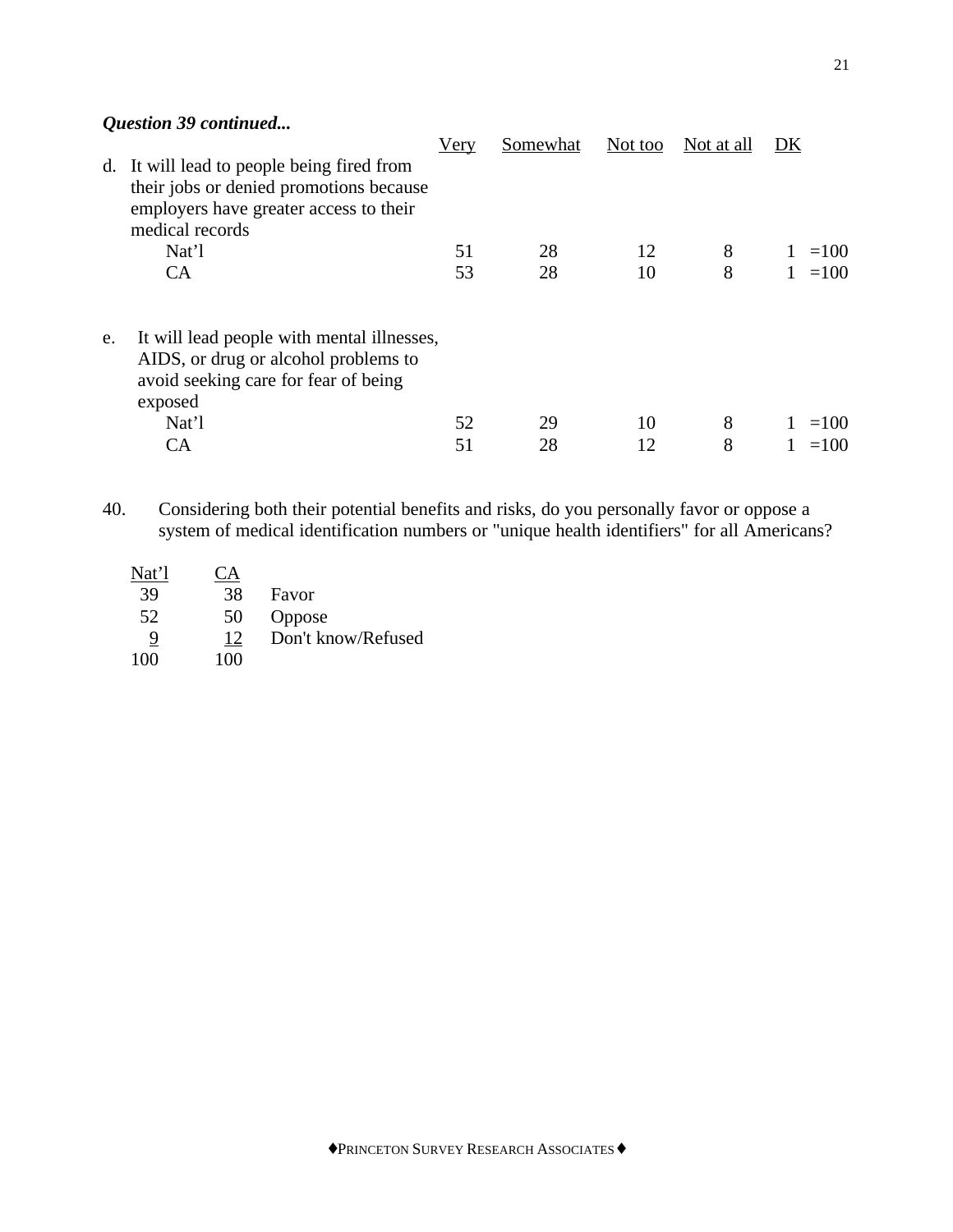***Question 39 continued...***

| | Very | Somewhat | Not too | Not at all | DK | |
|---|---|---|---|---|---|---|
| d. It will lead to people being fired from their jobs or denied promotions because employers have greater access to their medical records | | | | | | |
| Nat'l | 51 | 28 | 12 | 8 | 1 | =100 |
| CA | 53 | 28 | 10 | 8 | 1 | =100 |
| e. It will lead people with mental illnesses, AIDS, or drug or alcohol problems to avoid seeking care for fear of being exposed | | | | | | |
| Nat'l | 52 | 29 | 10 | 8 | 1 | =100 |
| CA | 51 | 28 | 12 | 8 | 1 | =100 |

40. Considering both their potential benefits and risks, do you personally favor or oppose a system of medical identification numbers or "unique health identifiers" for all Americans?

| Nat'l | CA | |
|---|---|---|
| 39 | 38 | Favor |
| 52 | 50 | Oppose |
| 9 | 12 | Don't know/Refused |
| 100 | 100 | |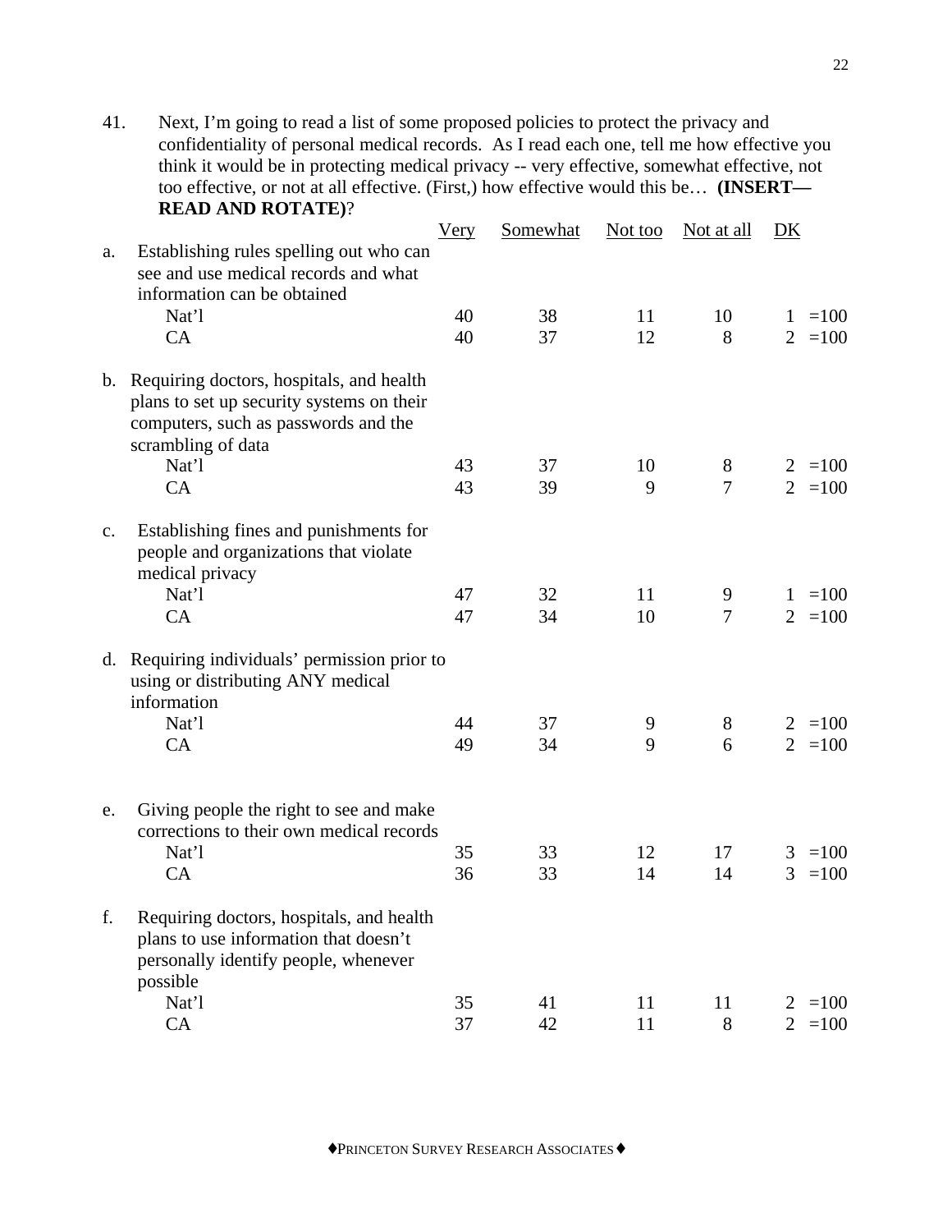41. Next, I'm going to read a list of some proposed policies to protect the privacy and confidentiality of personal medical records. As I read each one, tell me how effective you think it would be in protecting medical privacy -- very effective, somewhat effective, not too effective, or not at all effective. (First,) how effective would this be… **(INSERT—READ AND ROTATE)**?

| | Very | Somewhat | Not too | Not at all | DK | |
|---|---|---|---|---|---|---|
| a. Establishing rules spelling out who can see and use medical records and what information can be obtained | | | | | | |
| Nat'l | 40 | 38 | 11 | 10 | 1 | =100 |
| CA | 40 | 37 | 12 | 8 | 2 | =100 |
| b. Requiring doctors, hospitals, and health plans to set up security systems on their computers, such as passwords and the scrambling of data | | | | | | |
| Nat'l | 43 | 37 | 10 | 8 | 2 | =100 |
| CA | 43 | 39 | 9 | 7 | 2 | =100 |
| c. Establishing fines and punishments for people and organizations that violate medical privacy | | | | | | |
| Nat'l | 47 | 32 | 11 | 9 | 1 | =100 |
| CA | 47 | 34 | 10 | 7 | 2 | =100 |
| d. Requiring individuals' permission prior to using or distributing ANY medical information | | | | | | |
| Nat'l | 44 | 37 | 9 | 8 | 2 | =100 |
| CA | 49 | 34 | 9 | 6 | 2 | =100 |
| e. Giving people the right to see and make corrections to their own medical records | | | | | | |
| Nat'l | 35 | 33 | 12 | 17 | 3 | =100 |
| CA | 36 | 33 | 14 | 14 | 3 | =100 |
| f. Requiring doctors, hospitals, and health plans to use information that doesn't personally identify people, whenever possible | | | | | | |
| Nat'l | 35 | 41 | 11 | 11 | 2 | =100 |
| CA | 37 | 42 | 11 | 8 | 2 | =100 |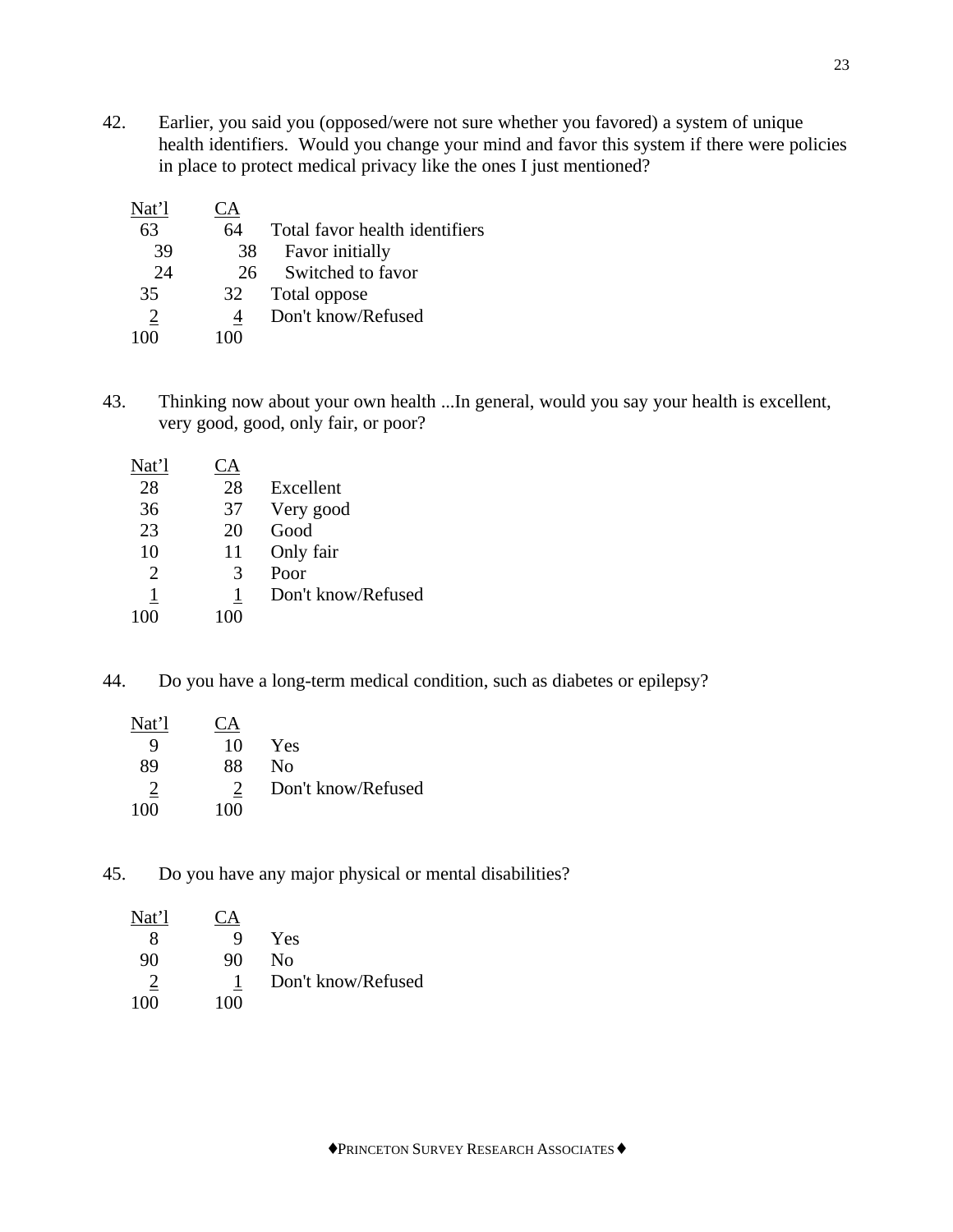42. Earlier, you said you (opposed/were not sure whether you favored) a system of unique health identifiers. Would you change your mind and favor this system if there were policies in place to protect medical privacy like the ones I just mentioned?

| Nat'l | CA | |
|---|---|---|
| 63 | 64 | Total favor health identifiers |
| 39 | 38 | Favor initially |
| 24 | 26 | Switched to favor |
| 35 | 32 | Total oppose |
| 2 | 4 | Don't know/Refused |
| 100 | 100 | |

43. Thinking now about your own health ...In general, would you say your health is excellent, very good, good, only fair, or poor?

| Nat'l | CA | |
|---|---|---|
| 28 | 28 | Excellent |
| 36 | 37 | Very good |
| 23 | 20 | Good |
| 10 | 11 | Only fair |
| 2 | 3 | Poor |
| 1 | 1 | Don't know/Refused |
| 100 | 100 | |

44. Do you have a long-term medical condition, such as diabetes or epilepsy?

| Nat'l | CA | |
|---|---|---|
| 9 | 10 | Yes |
| 89 | 88 | No |
| 2 | 2 | Don't know/Refused |
| 100 | 100 | |

45. Do you have any major physical or mental disabilities?

| Nat'l | CA | |
|---|---|---|
| 8 | 9 | Yes |
| 90 | 90 | No |
| 2 | 1 | Don't know/Refused |
| 100 | 100 | |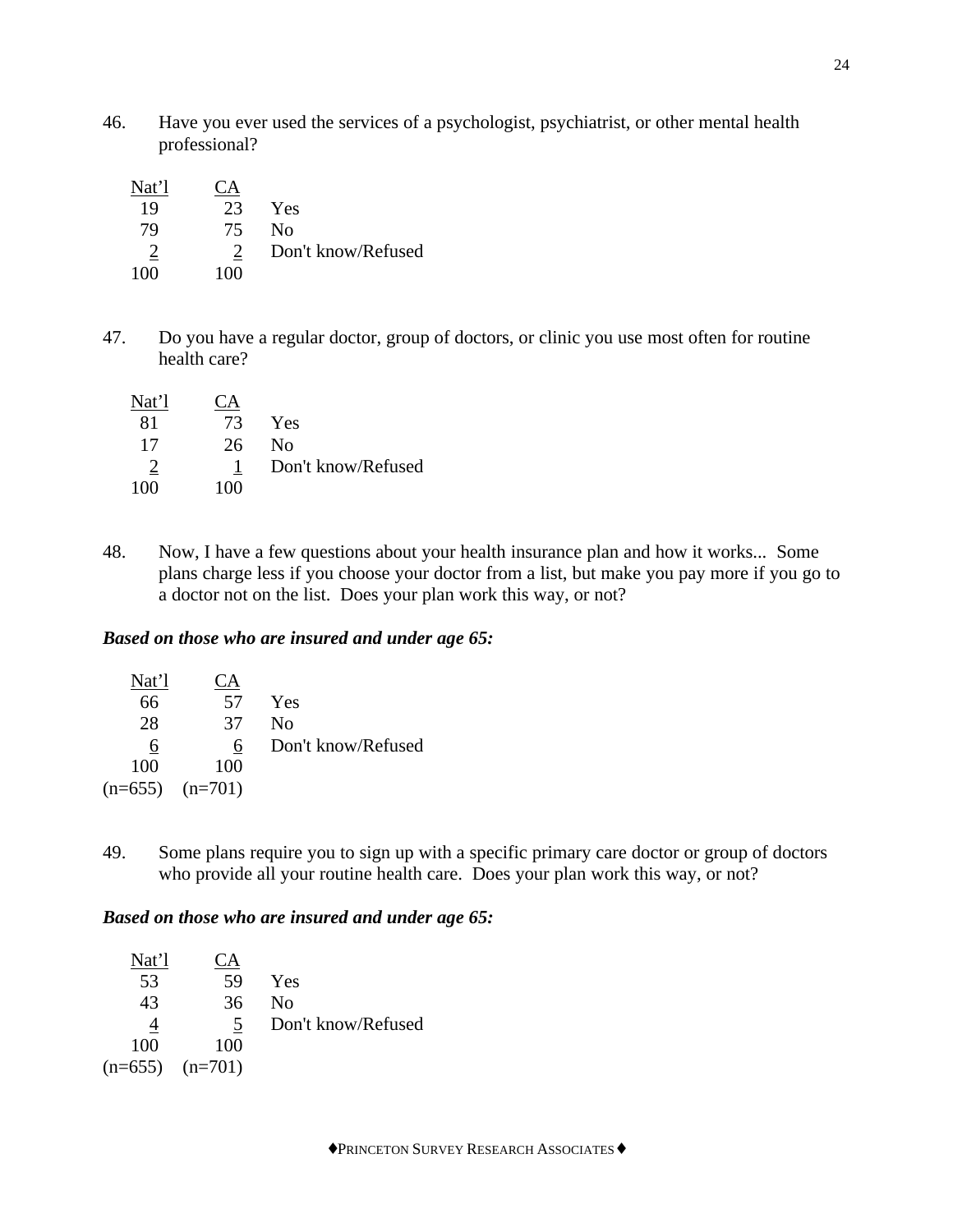46. Have you ever used the services of a psychologist, psychiatrist, or other mental health professional?

| Nat'l | CA | |
|---|---|---|
| 19 | 23 | Yes |
| 79 | 75 | No |
| 2 | 2 | Don't know/Refused |
| 100 | 100 | |

47. Do you have a regular doctor, group of doctors, or clinic you use most often for routine health care?

| Nat'l | CA | |
|---|---|---|
| 81 | 73 | Yes |
| 17 | 26 | No |
| 2 | 1 | Don't know/Refused |
| 100 | 100 | |

48. Now, I have a few questions about your health insurance plan and how it works... Some plans charge less if you choose your doctor from a list, but make you pay more if you go to a doctor not on the list. Does your plan work this way, or not?

***Based on those who are insured and under age 65:***

| Nat'l | CA | |
|---|---|---|
| 66 | 57 | Yes |
| 28 | 37 | No |
| 6 | 6 | Don't know/Refused |
| 100 | 100 | |
| (n=655) | (n=701) | |

49. Some plans require you to sign up with a specific primary care doctor or group of doctors who provide all your routine health care. Does your plan work this way, or not?

***Based on those who are insured and under age 65:***

| Nat'l | CA | |
|---|---|---|
| 53 | 59 | Yes |
| 43 | 36 | No |
| 4 | 5 | Don't know/Refused |
| 100 | 100 | |
| (n=655) | (n=701) | |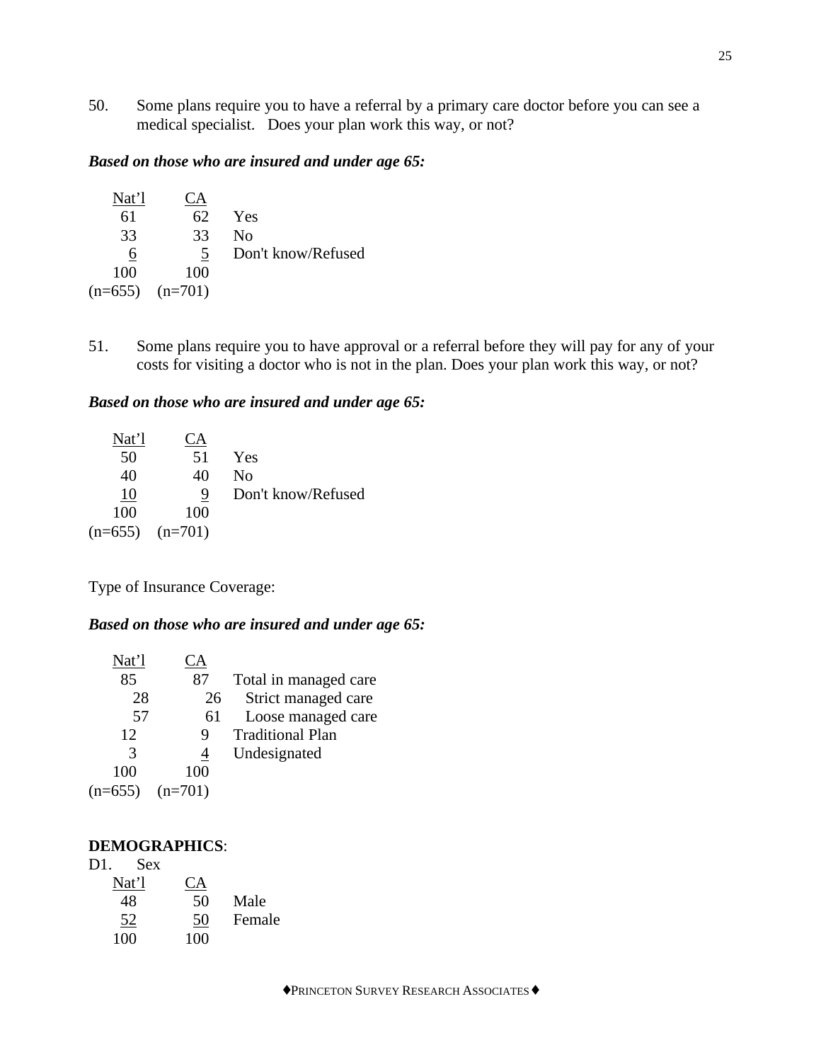50. Some plans require you to have a referral by a primary care doctor before you can see a medical specialist. Does your plan work this way, or not?

***Based on those who are insured and under age 65:***

| Nat'l | CA | |
|---|---|---|
| 61 | 62 | Yes |
| 33 | 33 | No |
| 6 | 5 | Don't know/Refused |
| 100 | 100 | |
| (n=655) | (n=701) | |

51. Some plans require you to have approval or a referral before they will pay for any of your costs for visiting a doctor who is not in the plan. Does your plan work this way, or not?

***Based on those who are insured and under age 65:***

| Nat'l | CA | |
|---|---|---|
| 50 | 51 | Yes |
| 40 | 40 | No |
| 10 | 9 | Don't know/Refused |
| 100 | 100 | |
| (n=655) | (n=701) | |

Type of Insurance Coverage:

***Based on those who are insured and under age 65:***

| Nat'l | CA | |
|---|---|---|
| 85 | 87 | Total in managed care |
| 28 | 26 | Strict managed care |
| 57 | 61 | Loose managed care |
| 12 | 9 | Traditional Plan |
| 3 | 4 | Undesignated |
| 100 | 100 | |
| (n=655) | (n=701) | |

**DEMOGRAPHICS**:

D1. Sex

| Nat'l | CA | |
|---|---|---|
| 48 | 50 | Male |
| 52 | 50 | Female |
| 100 | 100 | |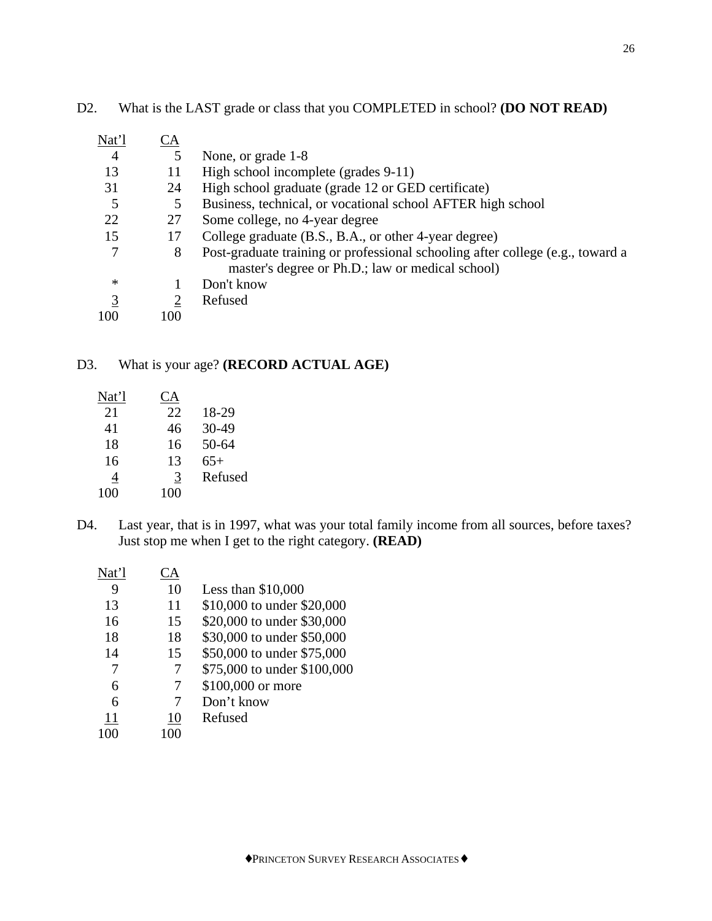D2. What is the LAST grade or class that you COMPLETED in school? **(DO NOT READ)**

| Nat'l | CA | |
|---|---|---|
| 4 | 5 | None, or grade 1-8 |
| 13 | 11 | High school incomplete (grades 9-11) |
| 31 | 24 | High school graduate (grade 12 or GED certificate) |
| 5 | 5 | Business, technical, or vocational school AFTER high school |
| 22 | 27 | Some college, no 4-year degree |
| 15 | 17 | College graduate (B.S., B.A., or other 4-year degree) |
| 7 | 8 | Post-graduate training or professional schooling after college (e.g., toward a master's degree or Ph.D.; law or medical school) |
| * | 1 | Don't know |
| 3 | 2 | Refused |
| 100 | 100 | |

D3. What is your age? **(RECORD ACTUAL AGE)**

| Nat'l | CA | |
|---|---|---|
| 21 | 22 | 18-29 |
| 41 | 46 | 30-49 |
| 18 | 16 | 50-64 |
| 16 | 13 | 65+ |
| 4 | 3 | Refused |
| 100 | 100 | |

D4. Last year, that is in 1997, what was your total family income from all sources, before taxes? Just stop me when I get to the right category. **(READ)**

| Nat'l | CA | |
|---|---|---|
| 9 | 10 | Less than $10,000 |
| 13 | 11 | $10,000 to under $20,000 |
| 16 | 15 | $20,000 to under $30,000 |
| 18 | 18 | $30,000 to under $50,000 |
| 14 | 15 | $50,000 to under $75,000 |
| 7 | 7 | $75,000 to under $100,000 |
| 6 | 7 | $100,000 or more |
| 6 | 7 | Don't know |
| 11 | 10 | Refused |
| 100 | 100 | |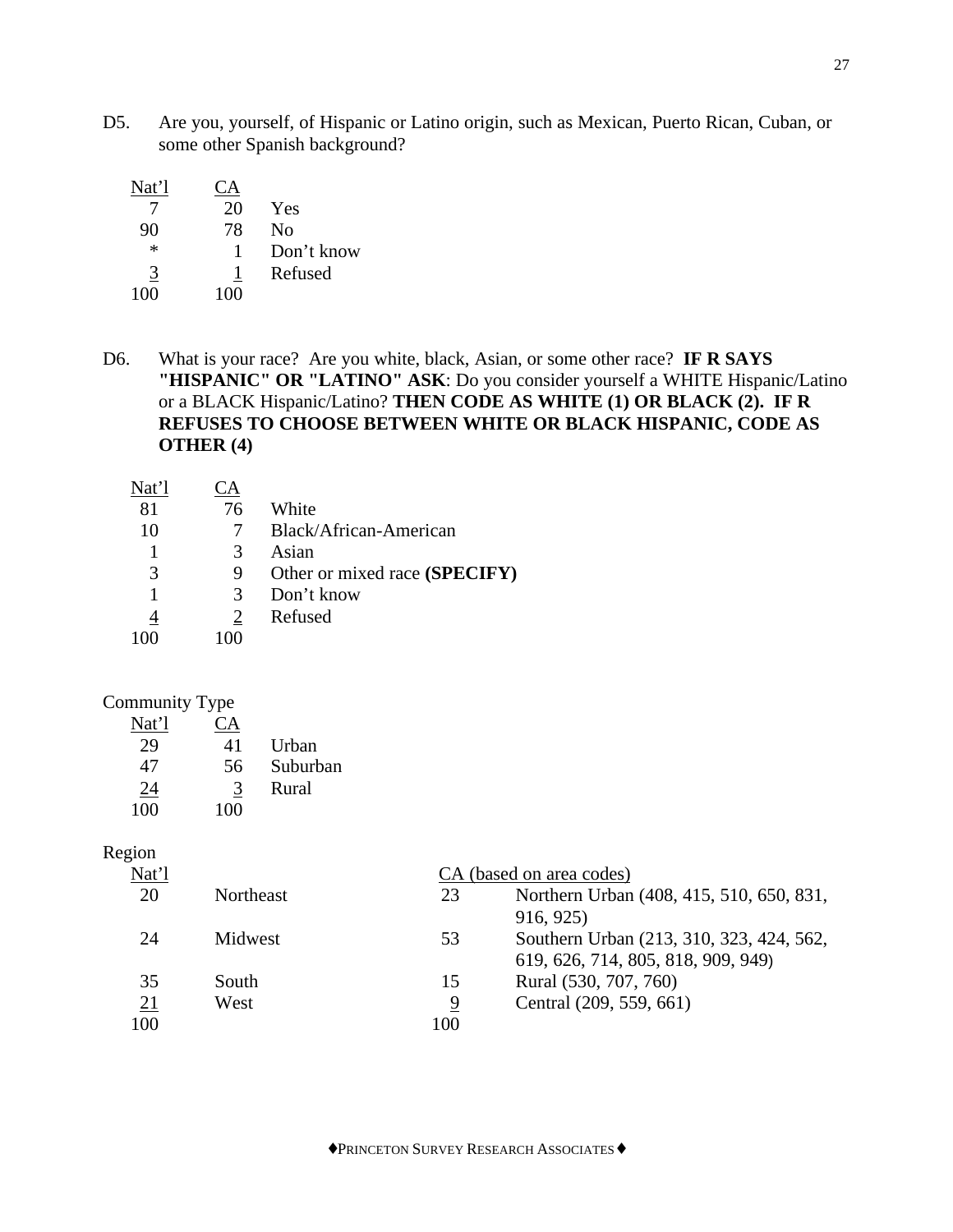D5. Are you, yourself, of Hispanic or Latino origin, such as Mexican, Puerto Rican, Cuban, or some other Spanish background?

| Nat'l | CA | |
|---|---|---|
| 7 | 20 | Yes |
| 90 | 78 | No |
| * | 1 | Don't know |
| 3 | 1 | Refused |
| 100 | 100 | |

D6. What is your race? Are you white, black, Asian, or some other race? **IF R SAYS "HISPANIC" OR "LATINO" ASK**: Do you consider yourself a WHITE Hispanic/Latino or a BLACK Hispanic/Latino? **THEN CODE AS WHITE (1) OR BLACK (2). IF R REFUSES TO CHOOSE BETWEEN WHITE OR BLACK HISPANIC, CODE AS OTHER (4)**

| Nat'l | CA | |
|---|---|---|
| 81 | 76 | White |
| 10 | 7 | Black/African-American |
| 1 | 3 | Asian |
| 3 | 9 | Other or mixed race **(SPECIFY)** |
| 1 | 3 | Don't know |
| 4 | 2 | Refused |
| 100 | 100 | |

Community Type

| Nat'l | CA | |
|---|---|---|
| 29 | 41 | Urban |
| 47 | 56 | Suburban |
| 24 | 3 | Rural |
| 100 | 100 | |

Region

| Nat'l | | CA (based on area codes) | |
|---|---|---|---|
| 20 | Northeast | 23 | Northern Urban (408, 415, 510, 650, 831, 916, 925) |
| 24 | Midwest | 53 | Southern Urban (213, 310, 323, 424, 562, 619, 626, 714, 805, 818, 909, 949) |
| 35 | South | 15 | Rural (530, 707, 760) |
| 21 | West | 9 | Central (209, 559, 661) |
| 100 | | 100 | |